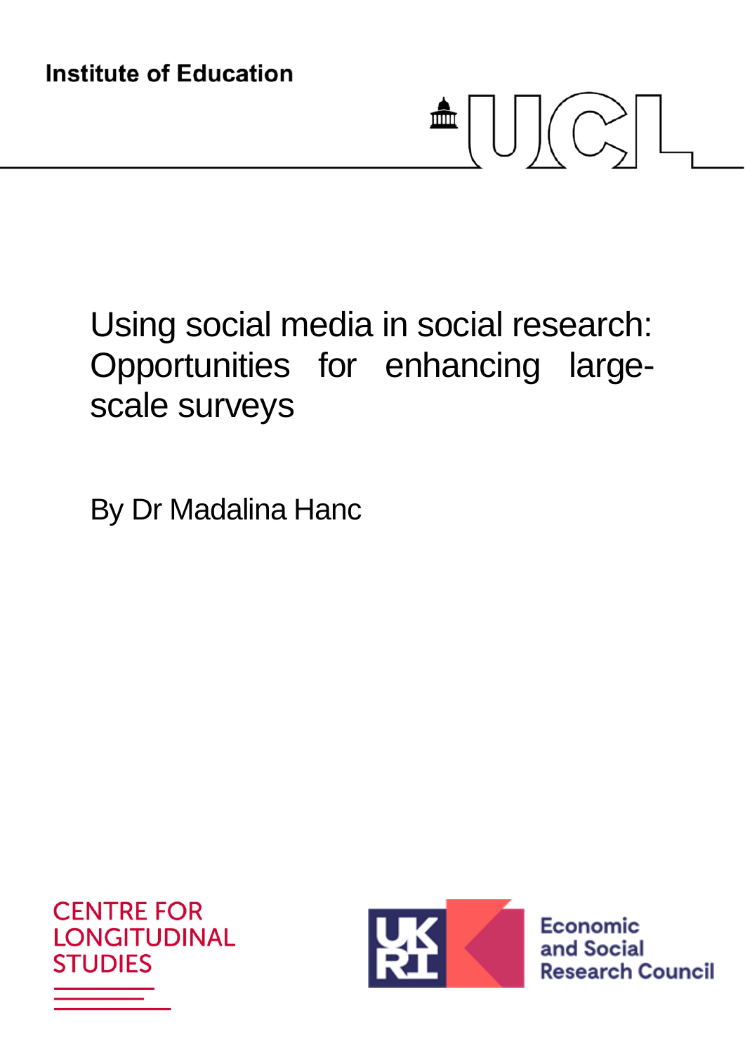Institute of Education

UCL

# Using social media in social research: Opportunities for enhancing large-scale surveys

By Dr Madalina Hanc

CENTRE FOR LONGITUDINAL STUDIES

UKRI Economic and Social Research Council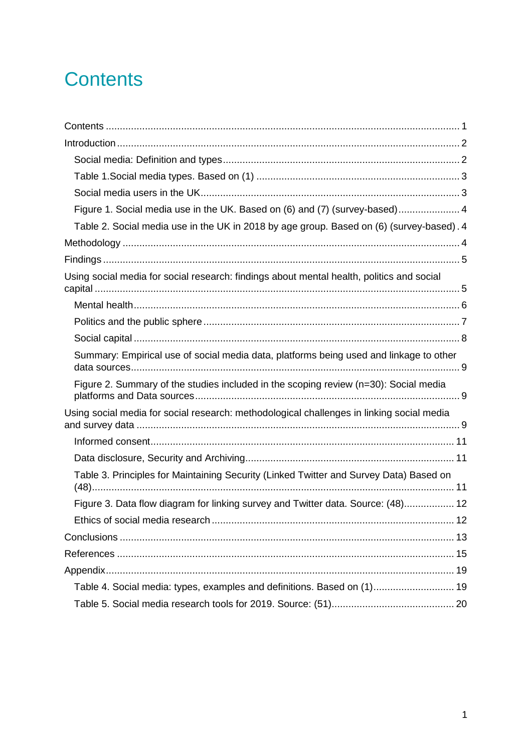# Contents

Contents .......... 1

Introduction .......... 2

- Social media: Definition and types .......... 2
- Table 1.Social media types. Based on (1) .......... 3
- Social media users in the UK .......... 3
- Figure 1. Social media use in the UK. Based on (6) and (7) (survey-based) .......... 4
- Table 2. Social media use in the UK in 2018 by age group. Based on (6) (survey-based) . 4

Methodology .......... 4

Findings .......... 5

Using social media for social research: findings about mental health, politics and social capital .......... 5

- Mental health .......... 6
- Politics and the public sphere .......... 7
- Social capital .......... 8
- Summary: Empirical use of social media data, platforms being used and linkage to other data sources .......... 9
- Figure 2. Summary of the studies included in the scoping review (n=30): Social media platforms and Data sources .......... 9

Using social media for social research: methodological challenges in linking social media and survey data .......... 9

- Informed consent .......... 11
- Data disclosure, Security and Archiving .......... 11
- Table 3. Principles for Maintaining Security (Linked Twitter and Survey Data) Based on (48) .......... 11
- Figure 3. Data flow diagram for linking survey and Twitter data. Source: (48) .......... 12
- Ethics of social media research .......... 12

Conclusions .......... 13

References .......... 15

Appendix .......... 19

- Table 4. Social media: types, examples and definitions. Based on (1) .......... 19
- Table 5. Social media research tools for 2019. Source: (51) .......... 20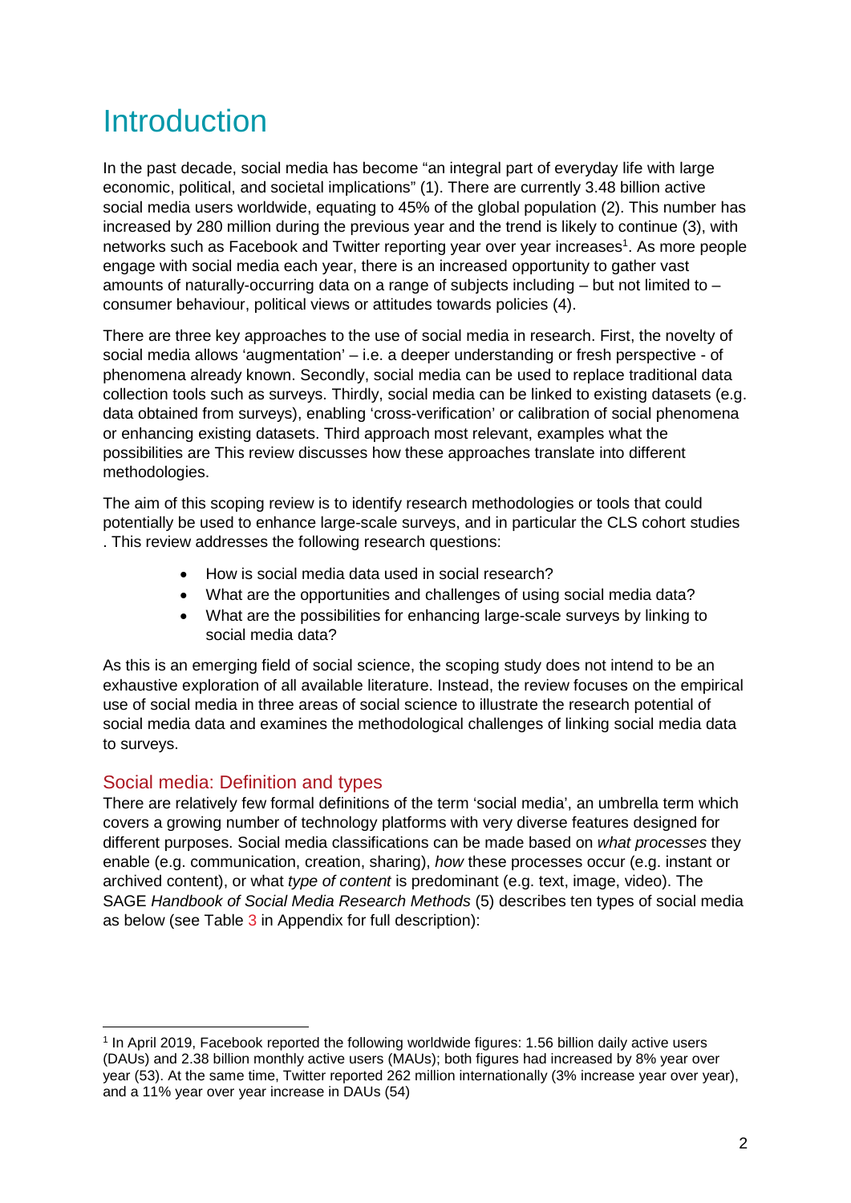# Introduction

In the past decade, social media has become "an integral part of everyday life with large economic, political, and societal implications" (1). There are currently 3.48 billion active social media users worldwide, equating to 45% of the global population (2). This number has increased by 280 million during the previous year and the trend is likely to continue (3), with networks such as Facebook and Twitter reporting year over year increases[1]. As more people engage with social media each year, there is an increased opportunity to gather vast amounts of naturally-occurring data on a range of subjects including – but not limited to – consumer behaviour, political views or attitudes towards policies (4).

There are three key approaches to the use of social media in research. First, the novelty of social media allows 'augmentation' – i.e. a deeper understanding or fresh perspective - of phenomena already known. Secondly, social media can be used to replace traditional data collection tools such as surveys. Thirdly, social media can be linked to existing datasets (e.g. data obtained from surveys), enabling 'cross-verification' or calibration of social phenomena or enhancing existing datasets. Third approach most relevant, examples what the possibilities are This review discusses how these approaches translate into different methodologies.

The aim of this scoping review is to identify research methodologies or tools that could potentially be used to enhance large-scale surveys, and in particular the CLS cohort studies . This review addresses the following research questions:

- How is social media data used in social research?
- What are the opportunities and challenges of using social media data?
- What are the possibilities for enhancing large-scale surveys by linking to social media data?

As this is an emerging field of social science, the scoping study does not intend to be an exhaustive exploration of all available literature. Instead, the review focuses on the empirical use of social media in three areas of social science to illustrate the research potential of social media data and examines the methodological challenges of linking social media data to surveys.

## Social media: Definition and types

There are relatively few formal definitions of the term 'social media', an umbrella term which covers a growing number of technology platforms with very diverse features designed for different purposes. Social media classifications can be made based on *what processes* they enable (e.g. communication, creation, sharing), *how* these processes occur (e.g. instant or archived content), or what *type of content* is predominant (e.g. text, image, video). The SAGE *Handbook of Social Media Research Methods* (5) describes ten types of social media as below (see Table 3 in Appendix for full description):

---

[1] In April 2019, Facebook reported the following worldwide figures: 1.56 billion daily active users (DAUs) and 2.38 billion monthly active users (MAUs); both figures had increased by 8% year over year (53). At the same time, Twitter reported 262 million internationally (3% increase year over year), and a 11% year over year increase in DAUs (54)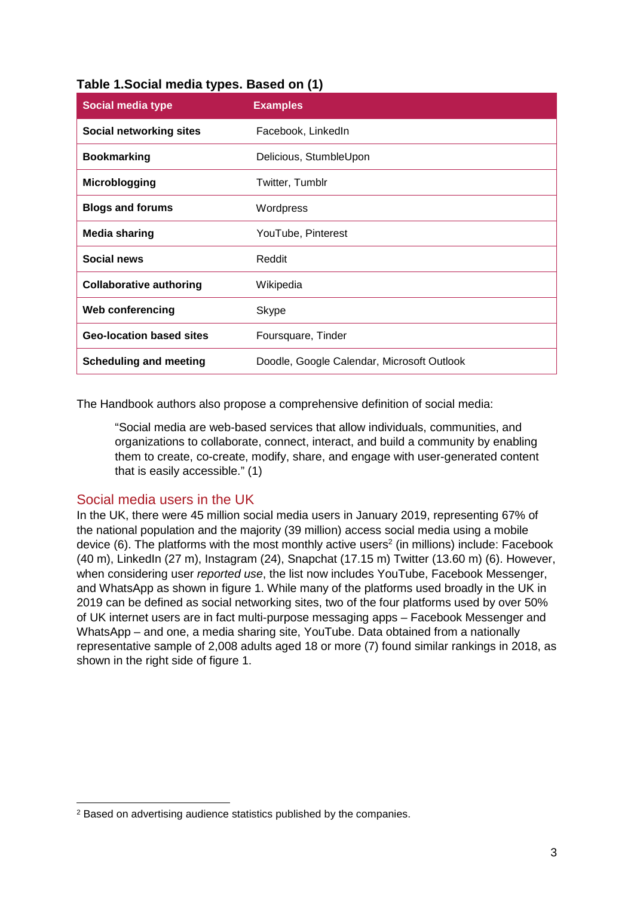**Table 1.Social media types. Based on (1)**

| Social media type | Examples |
|---|---|
| **Social networking sites** | Facebook, LinkedIn |
| **Bookmarking** | Delicious, StumbleUpon |
| **Microblogging** | Twitter, Tumblr |
| **Blogs and forums** | Wordpress |
| **Media sharing** | YouTube, Pinterest |
| **Social news** | Reddit |
| **Collaborative authoring** | Wikipedia |
| **Web conferencing** | Skype |
| **Geo-location based sites** | Foursquare, Tinder |
| **Scheduling and meeting** | Doodle, Google Calendar, Microsoft Outlook |

The Handbook authors also propose a comprehensive definition of social media:

> "Social media are web-based services that allow individuals, communities, and organizations to collaborate, connect, interact, and build a community by enabling them to create, co-create, modify, share, and engage with user-generated content that is easily accessible." (1)

## Social media users in the UK

In the UK, there were 45 million social media users in January 2019, representing 67% of the national population and the majority (39 million) access social media using a mobile device (6). The platforms with the most monthly active users[2] (in millions) include: Facebook (40 m), LinkedIn (27 m), Instagram (24), Snapchat (17.15 m) Twitter (13.60 m) (6). However, when considering user *reported use*, the list now includes YouTube, Facebook Messenger, and WhatsApp as shown in figure 1. While many of the platforms used broadly in the UK in 2019 can be defined as social networking sites, two of the four platforms used by over 50% of UK internet users are in fact multi-purpose messaging apps – Facebook Messenger and WhatsApp – and one, a media sharing site, YouTube. Data obtained from a nationally representative sample of 2,008 adults aged 18 or more (7) found similar rankings in 2018, as shown in the right side of figure 1.

[2] Based on advertising audience statistics published by the companies.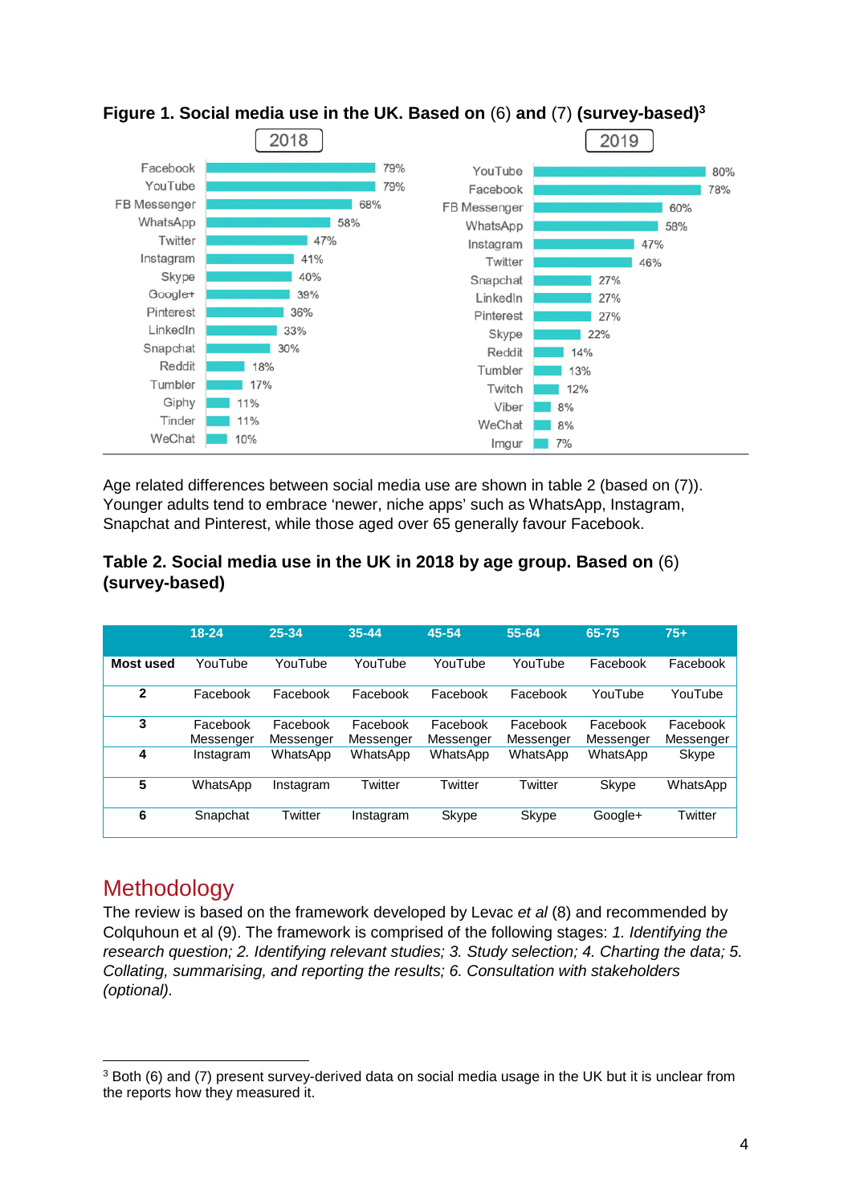**Figure 1. Social media use in the UK. Based on** (6) **and** (7) **(survey-based)**[3]

| 2018 | | 2019 | |
|---|---|---|---|
| Facebook | 79% | YouTube | 80% |
| YouTube | 79% | Facebook | 78% |
| FB Messenger | 68% | FB Messenger | 60% |
| WhatsApp | 58% | WhatsApp | 58% |
| Twitter | 47% | Instagram | 47% |
| Instagram | 41% | Twitter | 46% |
| Skype | 40% | Snapchat | 27% |
| Google+ | 39% | LinkedIn | 27% |
| Pinterest | 36% | Pinterest | 27% |
| LinkedIn | 33% | Skype | 22% |
| Snapchat | 30% | Reddit | 14% |
| Reddit | 18% | Tumbler | 13% |
| Tumbler | 17% | Twitch | 12% |
| Giphy | 11% | Viber | 8% |
| Tinder | 11% | WeChat | 8% |
| WeChat | 10% | Imgur | 7% |

Age related differences between social media use are shown in table 2 (based on (7)). Younger adults tend to embrace 'newer, niche apps' such as WhatsApp, Instagram, Snapchat and Pinterest, while those aged over 65 generally favour Facebook.

**Table 2. Social media use in the UK in 2018 by age group. Based on** (6) **(survey-based)**

| | 18-24 | 25-34 | 35-44 | 45-54 | 55-64 | 65-75 | 75+ |
|---|---|---|---|---|---|---|---|
| **Most used** | YouTube | YouTube | YouTube | YouTube | YouTube | Facebook | Facebook |
| **2** | Facebook | Facebook | Facebook | Facebook | Facebook | YouTube | YouTube |
| **3** | Facebook Messenger | Facebook Messenger | Facebook Messenger | Facebook Messenger | Facebook Messenger | Facebook Messenger | Facebook Messenger |
| **4** | Instagram | WhatsApp | WhatsApp | WhatsApp | WhatsApp | WhatsApp | Skype |
| **5** | WhatsApp | Instagram | Twitter | Twitter | Twitter | Skype | WhatsApp |
| **6** | Snapchat | Twitter | Instagram | Skype | Skype | Google+ | Twitter |

# Methodology

The review is based on the framework developed by Levac *et al* (8) and recommended by Colquhoun et al (9). The framework is comprised of the following stages: *1. Identifying the research question; 2. Identifying relevant studies; 3. Study selection; 4. Charting the data; 5. Collating, summarising, and reporting the results; 6. Consultation with stakeholders (optional).*

---

[3] Both (6) and (7) present survey-derived data on social media usage in the UK but it is unclear from the reports how they measured it.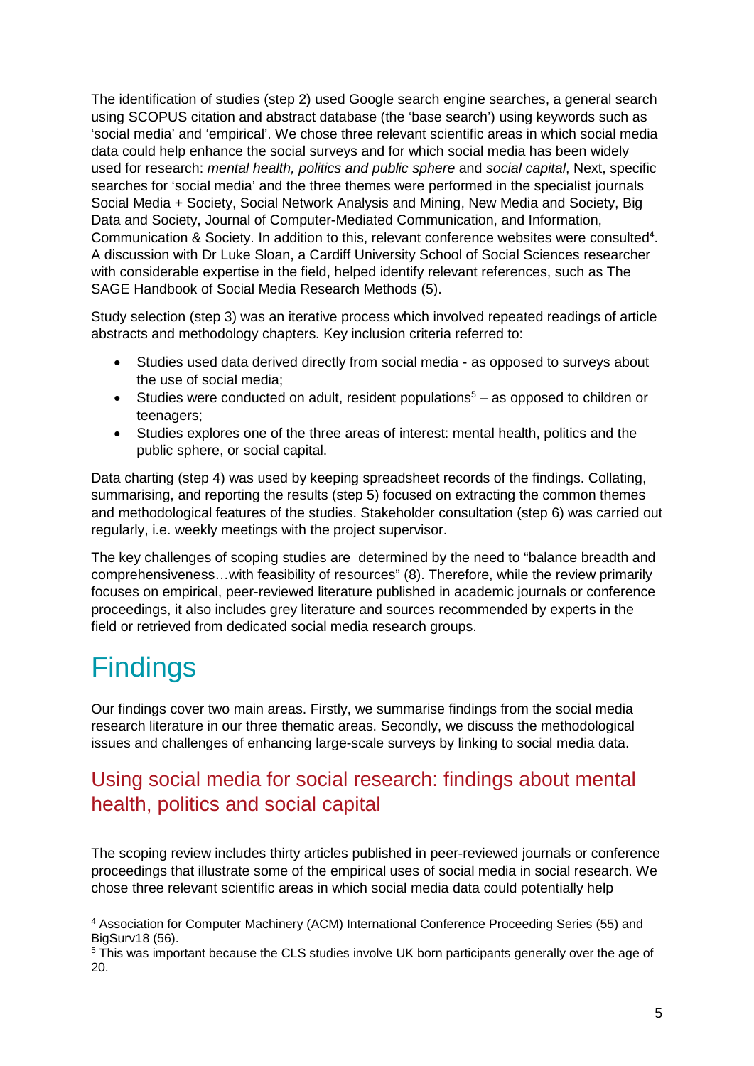The identification of studies (step 2) used Google search engine searches, a general search using SCOPUS citation and abstract database (the 'base search') using keywords such as 'social media' and 'empirical'. We chose three relevant scientific areas in which social media data could help enhance the social surveys and for which social media has been widely used for research: *mental health, politics and public sphere* and *social capital*, Next, specific searches for 'social media' and the three themes were performed in the specialist journals Social Media + Society, Social Network Analysis and Mining, New Media and Society, Big Data and Society, Journal of Computer-Mediated Communication, and Information, Communication & Society. In addition to this, relevant conference websites were consulted[4]. A discussion with Dr Luke Sloan, a Cardiff University School of Social Sciences researcher with considerable expertise in the field, helped identify relevant references, such as The SAGE Handbook of Social Media Research Methods (5).

Study selection (step 3) was an iterative process which involved repeated readings of article abstracts and methodology chapters. Key inclusion criteria referred to:

- Studies used data derived directly from social media - as opposed to surveys about the use of social media;
- Studies were conducted on adult, resident populations[5] – as opposed to children or teenagers;
- Studies explores one of the three areas of interest: mental health, politics and the public sphere, or social capital.

Data charting (step 4) was used by keeping spreadsheet records of the findings. Collating, summarising, and reporting the results (step 5) focused on extracting the common themes and methodological features of the studies. Stakeholder consultation (step 6) was carried out regularly, i.e. weekly meetings with the project supervisor.

The key challenges of scoping studies are determined by the need to "balance breadth and comprehensiveness…with feasibility of resources" (8). Therefore, while the review primarily focuses on empirical, peer-reviewed literature published in academic journals or conference proceedings, it also includes grey literature and sources recommended by experts in the field or retrieved from dedicated social media research groups.

# Findings

Our findings cover two main areas. Firstly, we summarise findings from the social media research literature in our three thematic areas. Secondly, we discuss the methodological issues and challenges of enhancing large-scale surveys by linking to social media data.

## Using social media for social research: findings about mental health, politics and social capital

The scoping review includes thirty articles published in peer-reviewed journals or conference proceedings that illustrate some of the empirical uses of social media in social research. We chose three relevant scientific areas in which social media data could potentially help

---

[4] Association for Computer Machinery (ACM) International Conference Proceeding Series (55) and BigSurv18 (56).

[5] This was important because the CLS studies involve UK born participants generally over the age of 20.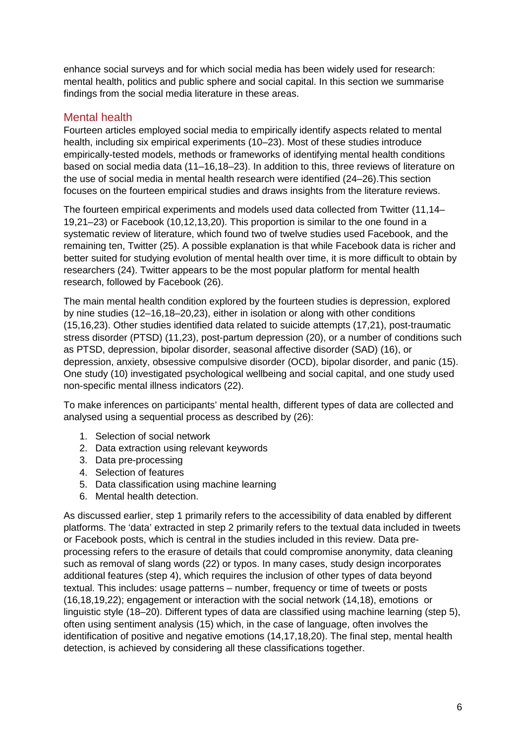enhance social surveys and for which social media has been widely used for research: mental health, politics and public sphere and social capital. In this section we summarise findings from the social media literature in these areas.

## Mental health

Fourteen articles employed social media to empirically identify aspects related to mental health, including six empirical experiments (10–23). Most of these studies introduce empirically-tested models, methods or frameworks of identifying mental health conditions based on social media data (11–16,18–23). In addition to this, three reviews of literature on the use of social media in mental health research were identified (24–26).This section focuses on the fourteen empirical studies and draws insights from the literature reviews.

The fourteen empirical experiments and models used data collected from Twitter (11,14–19,21–23) or Facebook (10,12,13,20). This proportion is similar to the one found in a systematic review of literature, which found two of twelve studies used Facebook, and the remaining ten, Twitter (25). A possible explanation is that while Facebook data is richer and better suited for studying evolution of mental health over time, it is more difficult to obtain by researchers (24). Twitter appears to be the most popular platform for mental health research, followed by Facebook (26).

The main mental health condition explored by the fourteen studies is depression, explored by nine studies (12–16,18–20,23), either in isolation or along with other conditions (15,16,23). Other studies identified data related to suicide attempts (17,21), post-traumatic stress disorder (PTSD) (11,23), post-partum depression (20), or a number of conditions such as PTSD, depression, bipolar disorder, seasonal affective disorder (SAD) (16), or depression, anxiety, obsessive compulsive disorder (OCD), bipolar disorder, and panic (15). One study (10) investigated psychological wellbeing and social capital, and one study used non-specific mental illness indicators (22).

To make inferences on participants' mental health, different types of data are collected and analysed using a sequential process as described by (26):

1. Selection of social network
2. Data extraction using relevant keywords
3. Data pre-processing
4. Selection of features
5. Data classification using machine learning
6. Mental health detection.

As discussed earlier, step 1 primarily refers to the accessibility of data enabled by different platforms. The 'data' extracted in step 2 primarily refers to the textual data included in tweets or Facebook posts, which is central in the studies included in this review. Data pre-processing refers to the erasure of details that could compromise anonymity, data cleaning such as removal of slang words (22) or typos. In many cases, study design incorporates additional features (step 4), which requires the inclusion of other types of data beyond textual. This includes: usage patterns – number, frequency or time of tweets or posts (16,18,19,22); engagement or interaction with the social network (14,18), emotions or linguistic style (18–20). Different types of data are classified using machine learning (step 5), often using sentiment analysis (15) which, in the case of language, often involves the identification of positive and negative emotions (14,17,18,20). The final step, mental health detection, is achieved by considering all these classifications together.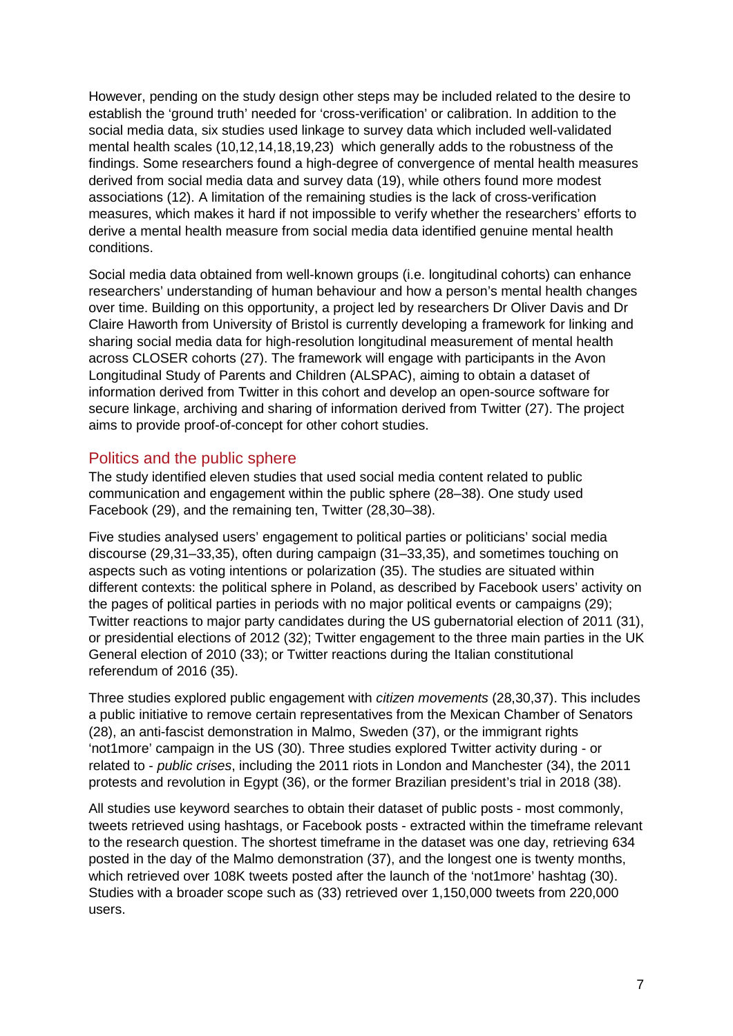However, pending on the study design other steps may be included related to the desire to establish the 'ground truth' needed for 'cross-verification' or calibration. In addition to the social media data, six studies used linkage to survey data which included well-validated mental health scales (10,12,14,18,19,23) which generally adds to the robustness of the findings. Some researchers found a high-degree of convergence of mental health measures derived from social media data and survey data (19), while others found more modest associations (12). A limitation of the remaining studies is the lack of cross-verification measures, which makes it hard if not impossible to verify whether the researchers' efforts to derive a mental health measure from social media data identified genuine mental health conditions.

Social media data obtained from well-known groups (i.e. longitudinal cohorts) can enhance researchers' understanding of human behaviour and how a person's mental health changes over time. Building on this opportunity, a project led by researchers Dr Oliver Davis and Dr Claire Haworth from University of Bristol is currently developing a framework for linking and sharing social media data for high-resolution longitudinal measurement of mental health across CLOSER cohorts (27). The framework will engage with participants in the Avon Longitudinal Study of Parents and Children (ALSPAC), aiming to obtain a dataset of information derived from Twitter in this cohort and develop an open-source software for secure linkage, archiving and sharing of information derived from Twitter (27). The project aims to provide proof-of-concept for other cohort studies.

## Politics and the public sphere

The study identified eleven studies that used social media content related to public communication and engagement within the public sphere (28–38). One study used Facebook (29), and the remaining ten, Twitter (28,30–38).

Five studies analysed users' engagement to political parties or politicians' social media discourse (29,31–33,35), often during campaign (31–33,35), and sometimes touching on aspects such as voting intentions or polarization (35). The studies are situated within different contexts: the political sphere in Poland, as described by Facebook users' activity on the pages of political parties in periods with no major political events or campaigns (29); Twitter reactions to major party candidates during the US gubernatorial election of 2011 (31), or presidential elections of 2012 (32); Twitter engagement to the three main parties in the UK General election of 2010 (33); or Twitter reactions during the Italian constitutional referendum of 2016 (35).

Three studies explored public engagement with *citizen movements* (28,30,37). This includes a public initiative to remove certain representatives from the Mexican Chamber of Senators (28), an anti-fascist demonstration in Malmo, Sweden (37), or the immigrant rights 'not1more' campaign in the US (30). Three studies explored Twitter activity during - or related to - *public crises*, including the 2011 riots in London and Manchester (34), the 2011 protests and revolution in Egypt (36), or the former Brazilian president's trial in 2018 (38).

All studies use keyword searches to obtain their dataset of public posts - most commonly, tweets retrieved using hashtags, or Facebook posts - extracted within the timeframe relevant to the research question. The shortest timeframe in the dataset was one day, retrieving 634 posted in the day of the Malmo demonstration (37), and the longest one is twenty months, which retrieved over 108K tweets posted after the launch of the 'not1more' hashtag (30). Studies with a broader scope such as (33) retrieved over 1,150,000 tweets from 220,000 users.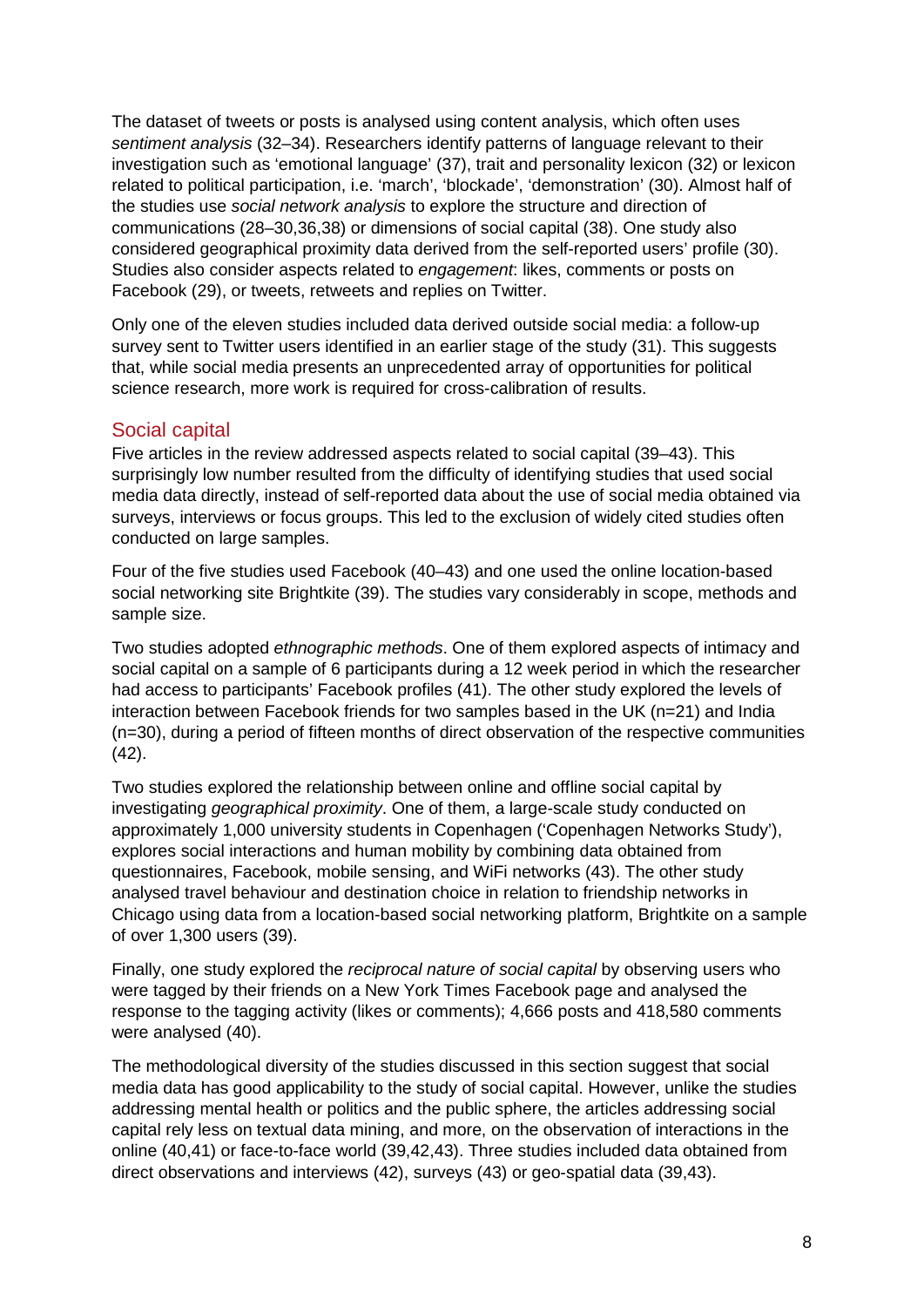The dataset of tweets or posts is analysed using content analysis, which often uses *sentiment analysis* (32–34). Researchers identify patterns of language relevant to their investigation such as 'emotional language' (37), trait and personality lexicon (32) or lexicon related to political participation, i.e. 'march', 'blockade', 'demonstration' (30). Almost half of the studies use *social network analysis* to explore the structure and direction of communications (28–30,36,38) or dimensions of social capital (38). One study also considered geographical proximity data derived from the self-reported users' profile (30). Studies also consider aspects related to *engagement*: likes, comments or posts on Facebook (29), or tweets, retweets and replies on Twitter.

Only one of the eleven studies included data derived outside social media: a follow-up survey sent to Twitter users identified in an earlier stage of the study (31). This suggests that, while social media presents an unprecedented array of opportunities for political science research, more work is required for cross-calibration of results.

## Social capital

Five articles in the review addressed aspects related to social capital (39–43). This surprisingly low number resulted from the difficulty of identifying studies that used social media data directly, instead of self-reported data about the use of social media obtained via surveys, interviews or focus groups. This led to the exclusion of widely cited studies often conducted on large samples.

Four of the five studies used Facebook (40–43) and one used the online location-based social networking site Brightkite (39). The studies vary considerably in scope, methods and sample size.

Two studies adopted *ethnographic methods*. One of them explored aspects of intimacy and social capital on a sample of 6 participants during a 12 week period in which the researcher had access to participants' Facebook profiles (41). The other study explored the levels of interaction between Facebook friends for two samples based in the UK (n=21) and India (n=30), during a period of fifteen months of direct observation of the respective communities (42).

Two studies explored the relationship between online and offline social capital by investigating *geographical proximity*. One of them, a large-scale study conducted on approximately 1,000 university students in Copenhagen ('Copenhagen Networks Study'), explores social interactions and human mobility by combining data obtained from questionnaires, Facebook, mobile sensing, and WiFi networks (43). The other study analysed travel behaviour and destination choice in relation to friendship networks in Chicago using data from a location-based social networking platform, Brightkite on a sample of over 1,300 users (39).

Finally, one study explored the *reciprocal nature of social capital* by observing users who were tagged by their friends on a New York Times Facebook page and analysed the response to the tagging activity (likes or comments); 4,666 posts and 418,580 comments were analysed (40).

The methodological diversity of the studies discussed in this section suggest that social media data has good applicability to the study of social capital. However, unlike the studies addressing mental health or politics and the public sphere, the articles addressing social capital rely less on textual data mining, and more, on the observation of interactions in the online (40,41) or face-to-face world (39,42,43). Three studies included data obtained from direct observations and interviews (42), surveys (43) or geo-spatial data (39,43).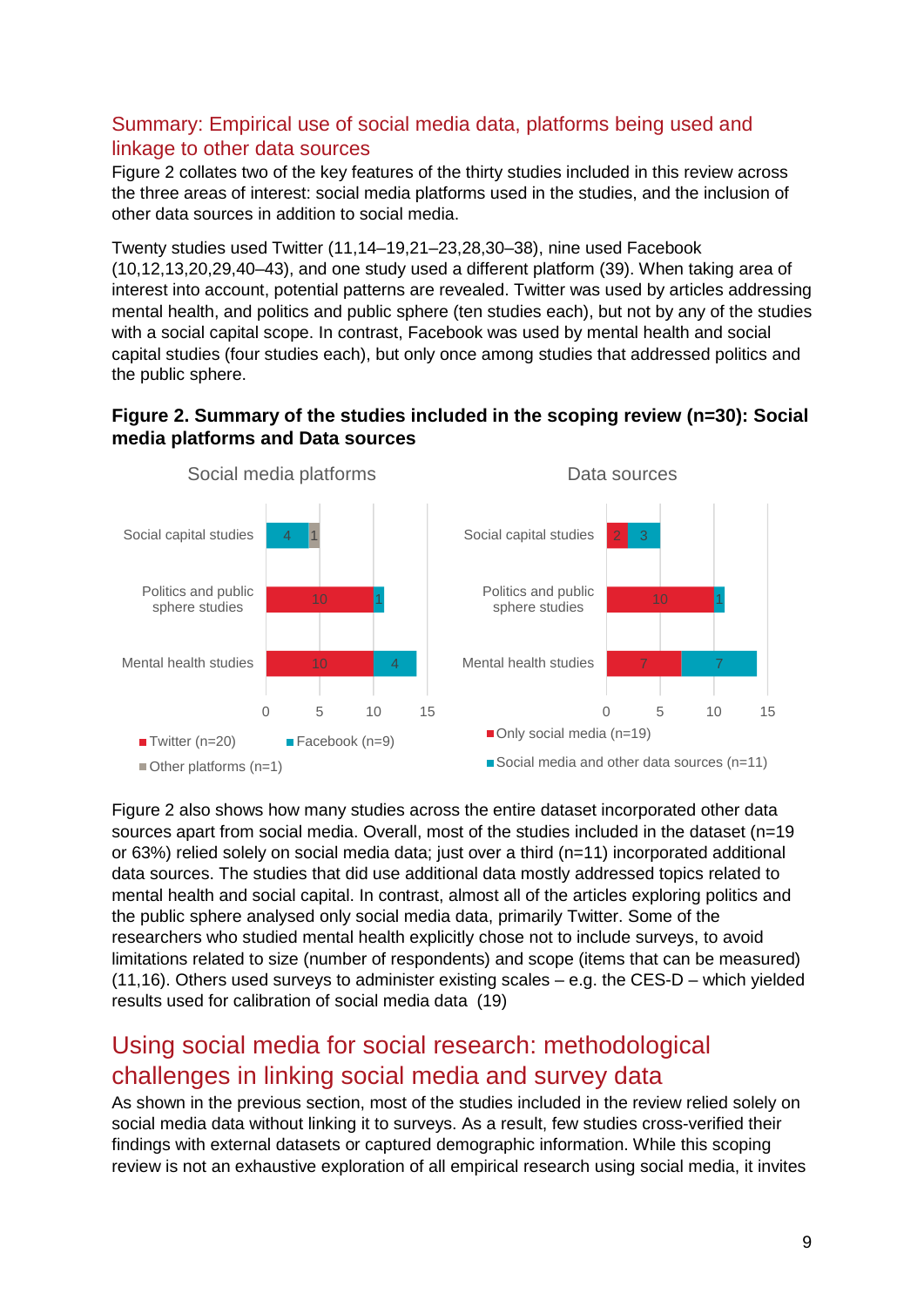## Summary: Empirical use of social media data, platforms being used and linkage to other data sources

Figure 2 collates two of the key features of the thirty studies included in this review across the three areas of interest: social media platforms used in the studies, and the inclusion of other data sources in addition to social media.

Twenty studies used Twitter (11,14–19,21–23,28,30–38), nine used Facebook (10,12,13,20,29,40–43), and one study used a different platform (39). When taking area of interest into account, potential patterns are revealed. Twitter was used by articles addressing mental health, and politics and public sphere (ten studies each), but not by any of the studies with a social capital scope. In contrast, Facebook was used by mental health and social capital studies (four studies each), but only once among studies that addressed politics and the public sphere.

**Figure 2. Summary of the studies included in the scoping review (n=30): Social media platforms and Data sources**

Social media platforms

| | Twitter (n=20) | Facebook (n=9) | Other platforms (n=1) |
|---|---|---|---|
| Social capital studies | | 4 | 1 |
| Politics and public sphere studies | 10 | 1 | |
| Mental health studies | 10 | 4 | |

Data sources

| | Only social media (n=19) | Social media and other data sources (n=11) |
|---|---|---|
| Social capital studies | 2 | 3 |
| Politics and public sphere studies | 10 | 1 |
| Mental health studies | 7 | 7 |

Figure 2 also shows how many studies across the entire dataset incorporated other data sources apart from social media. Overall, most of the studies included in the dataset (n=19 or 63%) relied solely on social media data; just over a third (n=11) incorporated additional data sources. The studies that did use additional data mostly addressed topics related to mental health and social capital. In contrast, almost all of the articles exploring politics and the public sphere analysed only social media data, primarily Twitter. Some of the researchers who studied mental health explicitly chose not to include surveys, to avoid limitations related to size (number of respondents) and scope (items that can be measured) (11,16). Others used surveys to administer existing scales – e.g. the CES-D – which yielded results used for calibration of social media data (19)

## Using social media for social research: methodological challenges in linking social media and survey data

As shown in the previous section, most of the studies included in the review relied solely on social media data without linking it to surveys. As a result, few studies cross-verified their findings with external datasets or captured demographic information. While this scoping review is not an exhaustive exploration of all empirical research using social media, it invites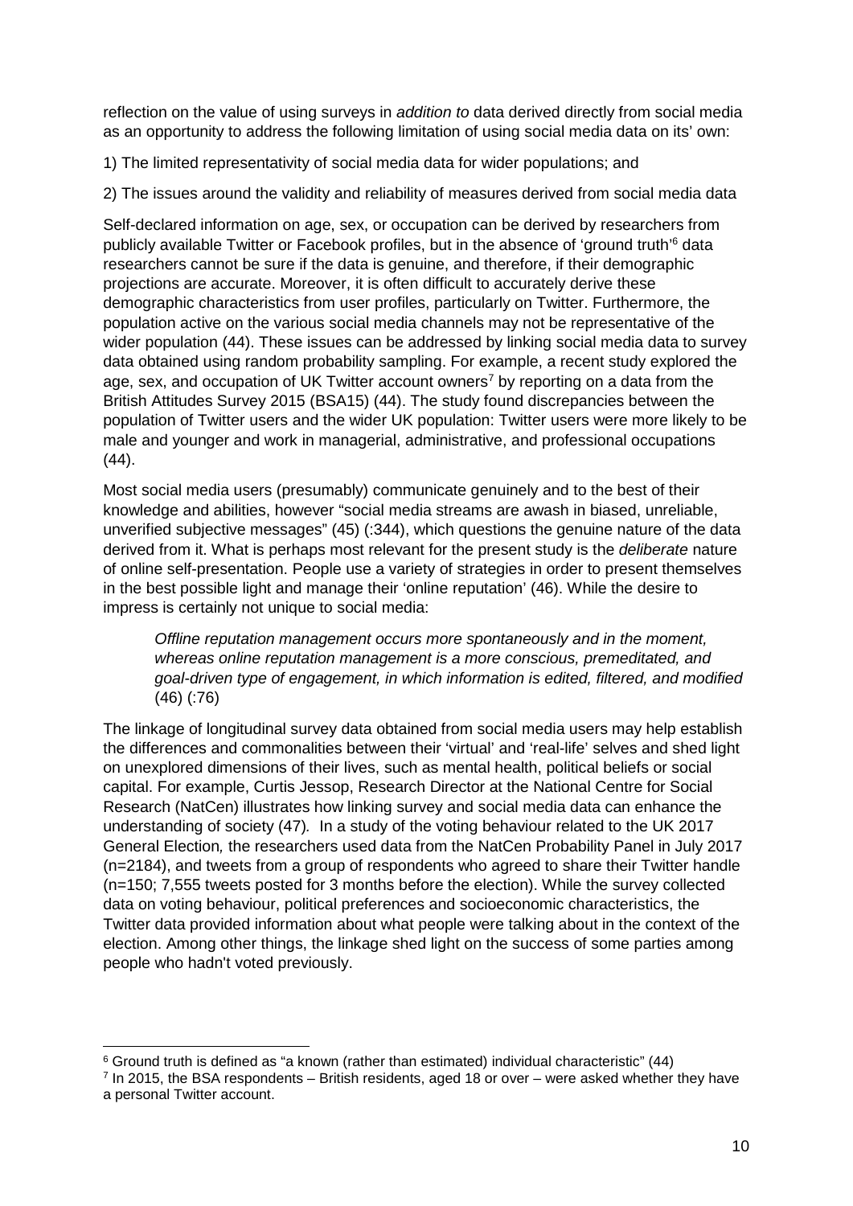reflection on the value of using surveys in *addition to* data derived directly from social media as an opportunity to address the following limitation of using social media data on its' own:

1) The limited representativity of social media data for wider populations; and

2) The issues around the validity and reliability of measures derived from social media data

Self-declared information on age, sex, or occupation can be derived by researchers from publicly available Twitter or Facebook profiles, but in the absence of 'ground truth'[6] data researchers cannot be sure if the data is genuine, and therefore, if their demographic projections are accurate. Moreover, it is often difficult to accurately derive these demographic characteristics from user profiles, particularly on Twitter. Furthermore, the population active on the various social media channels may not be representative of the wider population (44). These issues can be addressed by linking social media data to survey data obtained using random probability sampling. For example, a recent study explored the age, sex, and occupation of UK Twitter account owners[7] by reporting on a data from the British Attitudes Survey 2015 (BSA15) (44). The study found discrepancies between the population of Twitter users and the wider UK population: Twitter users were more likely to be male and younger and work in managerial, administrative, and professional occupations (44).

Most social media users (presumably) communicate genuinely and to the best of their knowledge and abilities, however "social media streams are awash in biased, unreliable, unverified subjective messages" (45) (:344), which questions the genuine nature of the data derived from it. What is perhaps most relevant for the present study is the *deliberate* nature of online self-presentation. People use a variety of strategies in order to present themselves in the best possible light and manage their 'online reputation' (46). While the desire to impress is certainly not unique to social media:

> *Offline reputation management occurs more spontaneously and in the moment, whereas online reputation management is a more conscious, premeditated, and goal-driven type of engagement, in which information is edited, filtered, and modified* (46) (:76)

The linkage of longitudinal survey data obtained from social media users may help establish the differences and commonalities between their 'virtual' and 'real-life' selves and shed light on unexplored dimensions of their lives, such as mental health, political beliefs or social capital. For example, Curtis Jessop, Research Director at the National Centre for Social Research (NatCen) illustrates how linking survey and social media data can enhance the understanding of society (47). In a study of the voting behaviour related to the UK 2017 General Election, the researchers used data from the NatCen Probability Panel in July 2017 (n=2184), and tweets from a group of respondents who agreed to share their Twitter handle (n=150; 7,555 tweets posted for 3 months before the election). While the survey collected data on voting behaviour, political preferences and socioeconomic characteristics, the Twitter data provided information about what people were talking about in the context of the election. Among other things, the linkage shed light on the success of some parties among people who hadn't voted previously.

---

[6] Ground truth is defined as "a known (rather than estimated) individual characteristic" (44)

[7] In 2015, the BSA respondents – British residents, aged 18 or over – were asked whether they have a personal Twitter account.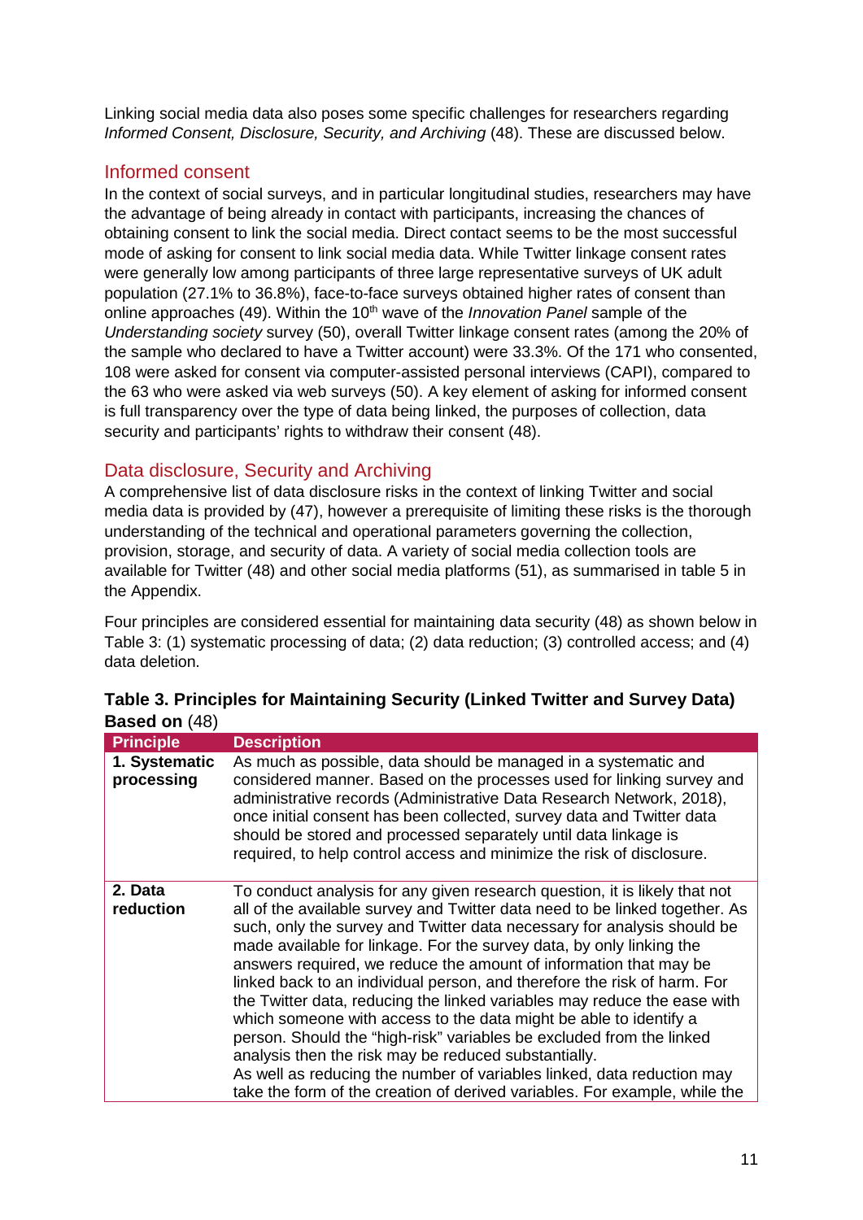Linking social media data also poses some specific challenges for researchers regarding *Informed Consent, Disclosure, Security, and Archiving* (48). These are discussed below.

## Informed consent

In the context of social surveys, and in particular longitudinal studies, researchers may have the advantage of being already in contact with participants, increasing the chances of obtaining consent to link the social media. Direct contact seems to be the most successful mode of asking for consent to link social media data. While Twitter linkage consent rates were generally low among participants of three large representative surveys of UK adult population (27.1% to 36.8%), face-to-face surveys obtained higher rates of consent than online approaches (49). Within the 10th wave of the *Innovation Panel* sample of the *Understanding society* survey (50), overall Twitter linkage consent rates (among the 20% of the sample who declared to have a Twitter account) were 33.3%. Of the 171 who consented, 108 were asked for consent via computer-assisted personal interviews (CAPI), compared to the 63 who were asked via web surveys (50). A key element of asking for informed consent is full transparency over the type of data being linked, the purposes of collection, data security and participants' rights to withdraw their consent (48).

## Data disclosure, Security and Archiving

A comprehensive list of data disclosure risks in the context of linking Twitter and social media data is provided by (47), however a prerequisite of limiting these risks is the thorough understanding of the technical and operational parameters governing the collection, provision, storage, and security of data. A variety of social media collection tools are available for Twitter (48) and other social media platforms (51), as summarised in table 5 in the Appendix.

Four principles are considered essential for maintaining data security (48) as shown below in Table 3: (1) systematic processing of data; (2) data reduction; (3) controlled access; and (4) data deletion.

**Table 3. Principles for Maintaining Security (Linked Twitter and Survey Data) Based on** (48)

| Principle | Description |
|---|---|
| **1. Systematic processing** | As much as possible, data should be managed in a systematic and considered manner. Based on the processes used for linking survey and administrative records (Administrative Data Research Network, 2018), once initial consent has been collected, survey data and Twitter data should be stored and processed separately until data linkage is required, to help control access and minimize the risk of disclosure. |
| **2. Data reduction** | To conduct analysis for any given research question, it is likely that not all of the available survey and Twitter data need to be linked together. As such, only the survey and Twitter data necessary for analysis should be made available for linkage. For the survey data, by only linking the answers required, we reduce the amount of information that may be linked back to an individual person, and therefore the risk of harm. For the Twitter data, reducing the linked variables may reduce the ease with which someone with access to the data might be able to identify a person. Should the "high-risk" variables be excluded from the linked analysis then the risk may be reduced substantially. As well as reducing the number of variables linked, data reduction may take the form of the creation of derived variables. For example, while the |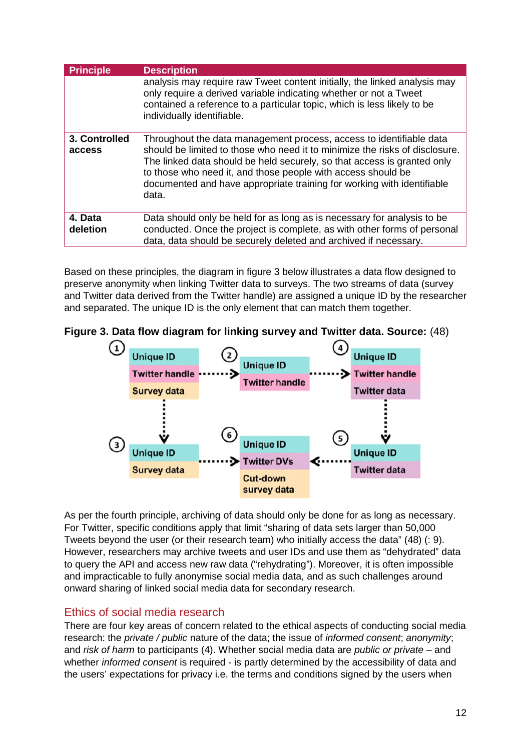| Principle | Description |
|---|---|
| | analysis may require raw Tweet content initially, the linked analysis may only require a derived variable indicating whether or not a Tweet contained a reference to a particular topic, which is less likely to be individually identifiable. |
| **3. Controlled access** | Throughout the data management process, access to identifiable data should be limited to those who need it to minimize the risks of disclosure. The linked data should be held securely, so that access is granted only to those who need it, and those people with access should be documented and have appropriate training for working with identifiable data. |
| **4. Data deletion** | Data should only be held for as long as is necessary for analysis to be conducted. Once the project is complete, as with other forms of personal data, data should be securely deleted and archived if necessary. |

Based on these principles, the diagram in figure 3 below illustrates a data flow designed to preserve anonymity when linking Twitter data to surveys. The two streams of data (survey and Twitter data derived from the Twitter handle) are assigned a unique ID by the researcher and separated. The unique ID is the only element that can match them together.

**Figure 3. Data flow diagram for linking survey and Twitter data. Source:** (48)

① Unique ID / Twitter handle / Survey data → ② Unique ID / Twitter handle → ④ Unique ID / Twitter handle / Twitter data

① → ③ Unique ID / Survey data → ⑥ Unique ID / Twitter DVs / Cut-down survey data

④ → ⑤ Unique ID / Twitter data → ⑥

As per the fourth principle, archiving of data should only be done for as long as necessary. For Twitter, specific conditions apply that limit "sharing of data sets larger than 50,000 Tweets beyond the user (or their research team) who initially access the data" (48) (: 9). However, researchers may archive tweets and user IDs and use them as "dehydrated" data to query the API and access new raw data ("rehydrating"). Moreover, it is often impossible and impracticable to fully anonymise social media data, and as such challenges around onward sharing of linked social media data for secondary research.

## Ethics of social media research

There are four key areas of concern related to the ethical aspects of conducting social media research: the *private / public* nature of the data; the issue of *informed consent*, *anonymity*; and *risk of harm* to participants (4). Whether social media data are *public or private* – and whether *informed consent* is required - is partly determined by the accessibility of data and the users' expectations for privacy i.e. the terms and conditions signed by the users when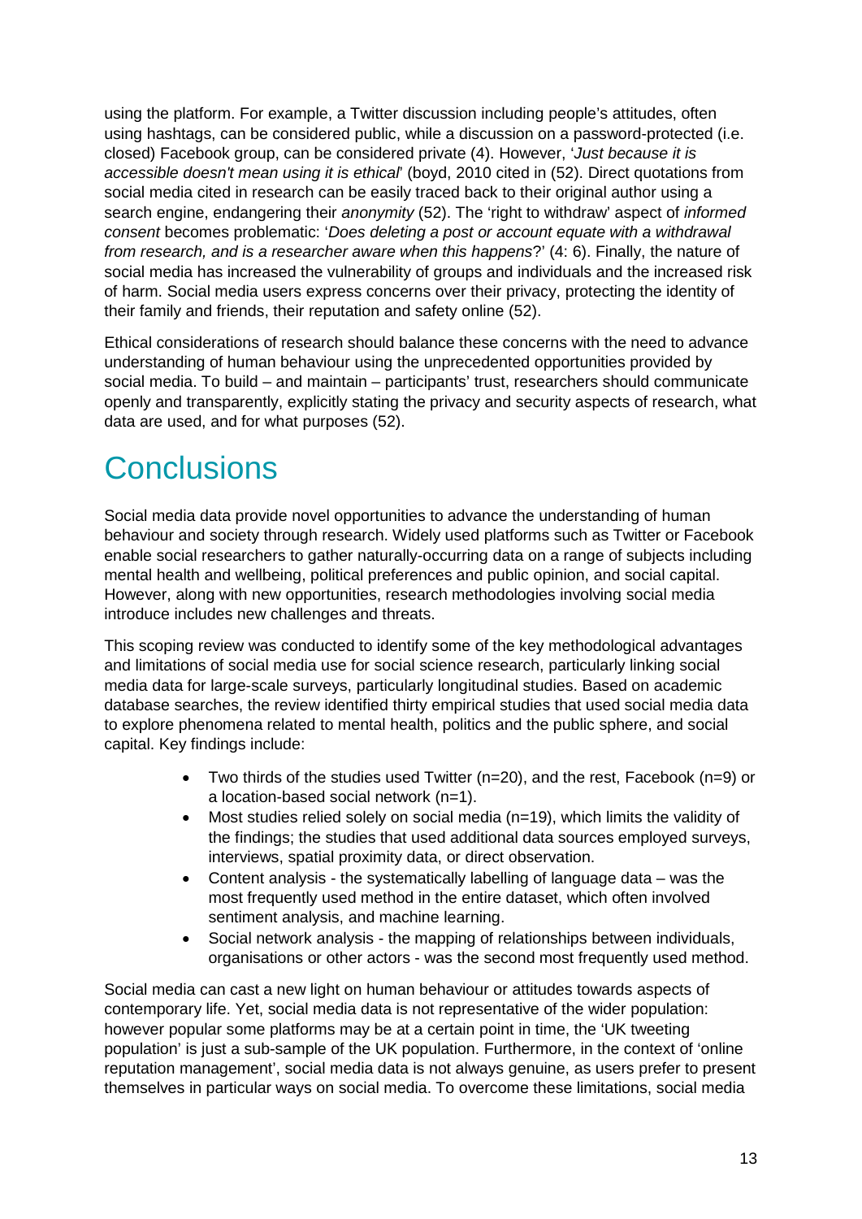using the platform. For example, a Twitter discussion including people's attitudes, often using hashtags, can be considered public, while a discussion on a password-protected (i.e. closed) Facebook group, can be considered private (4). However, '*Just because it is accessible doesn't mean using it is ethical*' (boyd, 2010 cited in (52). Direct quotations from social media cited in research can be easily traced back to their original author using a search engine, endangering their *anonymity* (52). The 'right to withdraw' aspect of *informed consent* becomes problematic: '*Does deleting a post or account equate with a withdrawal from research, and is a researcher aware when this happens*?' (4: 6). Finally, the nature of social media has increased the vulnerability of groups and individuals and the increased risk of harm. Social media users express concerns over their privacy, protecting the identity of their family and friends, their reputation and safety online (52).

Ethical considerations of research should balance these concerns with the need to advance understanding of human behaviour using the unprecedented opportunities provided by social media. To build – and maintain – participants' trust, researchers should communicate openly and transparently, explicitly stating the privacy and security aspects of research, what data are used, and for what purposes (52).

# Conclusions

Social media data provide novel opportunities to advance the understanding of human behaviour and society through research. Widely used platforms such as Twitter or Facebook enable social researchers to gather naturally-occurring data on a range of subjects including mental health and wellbeing, political preferences and public opinion, and social capital. However, along with new opportunities, research methodologies involving social media introduce includes new challenges and threats.

This scoping review was conducted to identify some of the key methodological advantages and limitations of social media use for social science research, particularly linking social media data for large-scale surveys, particularly longitudinal studies. Based on academic database searches, the review identified thirty empirical studies that used social media data to explore phenomena related to mental health, politics and the public sphere, and social capital. Key findings include:

- Two thirds of the studies used Twitter (n=20), and the rest, Facebook (n=9) or a location-based social network (n=1).
- Most studies relied solely on social media (n=19), which limits the validity of the findings; the studies that used additional data sources employed surveys, interviews, spatial proximity data, or direct observation.
- Content analysis - the systematically labelling of language data – was the most frequently used method in the entire dataset, which often involved sentiment analysis, and machine learning.
- Social network analysis - the mapping of relationships between individuals, organisations or other actors - was the second most frequently used method.

Social media can cast a new light on human behaviour or attitudes towards aspects of contemporary life. Yet, social media data is not representative of the wider population: however popular some platforms may be at a certain point in time, the 'UK tweeting population' is just a sub-sample of the UK population. Furthermore, in the context of 'online reputation management', social media data is not always genuine, as users prefer to present themselves in particular ways on social media. To overcome these limitations, social media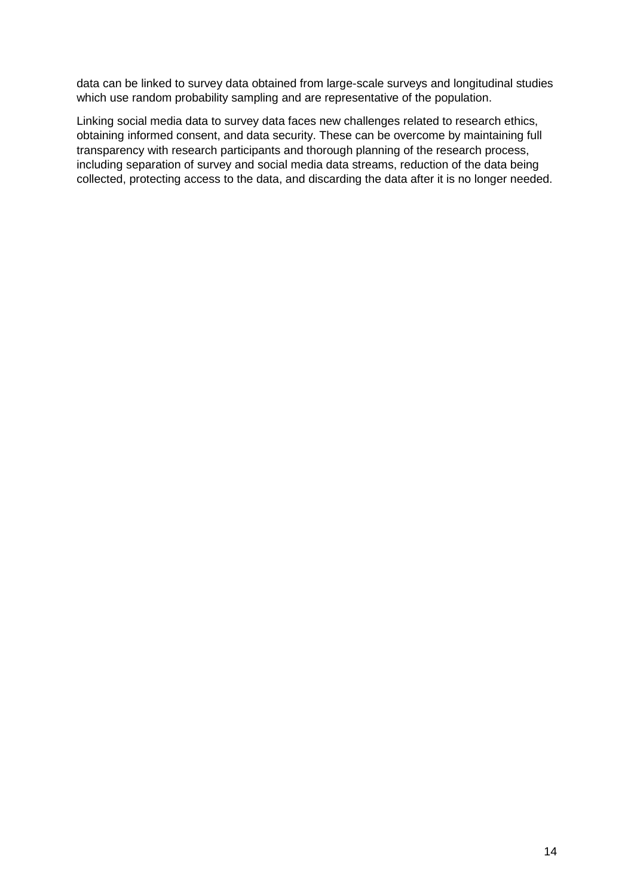data can be linked to survey data obtained from large-scale surveys and longitudinal studies which use random probability sampling and are representative of the population.

Linking social media data to survey data faces new challenges related to research ethics, obtaining informed consent, and data security. These can be overcome by maintaining full transparency with research participants and thorough planning of the research process, including separation of survey and social media data streams, reduction of the data being collected, protecting access to the data, and discarding the data after it is no longer needed.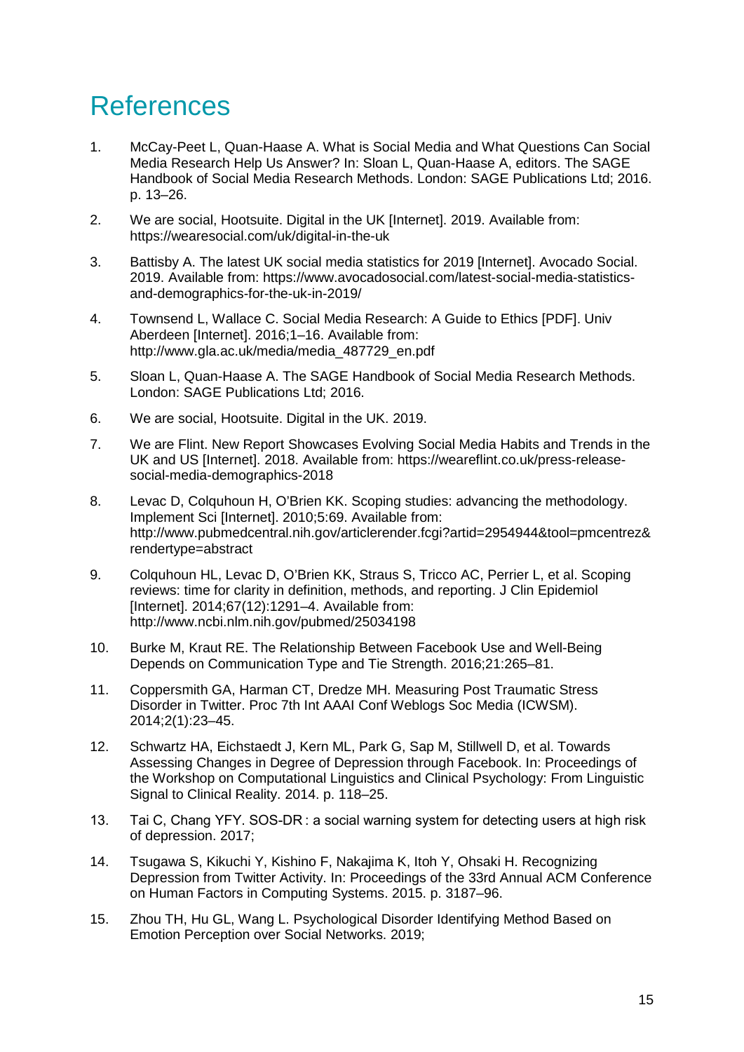# References

1. McCay-Peet L, Quan-Haase A. What is Social Media and What Questions Can Social Media Research Help Us Answer? In: Sloan L, Quan-Haase A, editors. The SAGE Handbook of Social Media Research Methods. London: SAGE Publications Ltd; 2016. p. 13–26.

2. We are social, Hootsuite. Digital in the UK [Internet]. 2019. Available from: https://wearesocial.com/uk/digital-in-the-uk

3. Battisby A. The latest UK social media statistics for 2019 [Internet]. Avocado Social. 2019. Available from: https://www.avocadosocial.com/latest-social-media-statistics-and-demographics-for-the-uk-in-2019/

4. Townsend L, Wallace C. Social Media Research: A Guide to Ethics [PDF]. Univ Aberdeen [Internet]. 2016;1–16. Available from: http://www.gla.ac.uk/media/media_487729_en.pdf

5. Sloan L, Quan-Haase A. The SAGE Handbook of Social Media Research Methods. London: SAGE Publications Ltd; 2016.

6. We are social, Hootsuite. Digital in the UK. 2019.

7. We are Flint. New Report Showcases Evolving Social Media Habits and Trends in the UK and US [Internet]. 2018. Available from: https://weareflint.co.uk/press-release-social-media-demographics-2018

8. Levac D, Colquhoun H, O'Brien KK. Scoping studies: advancing the methodology. Implement Sci [Internet]. 2010;5:69. Available from: http://www.pubmedcentral.nih.gov/articlerender.fcgi?artid=2954944&tool=pmcentrez&rendertype=abstract

9. Colquhoun HL, Levac D, O'Brien KK, Straus S, Tricco AC, Perrier L, et al. Scoping reviews: time for clarity in definition, methods, and reporting. J Clin Epidemiol [Internet]. 2014;67(12):1291–4. Available from: http://www.ncbi.nlm.nih.gov/pubmed/25034198

10. Burke M, Kraut RE. The Relationship Between Facebook Use and Well-Being Depends on Communication Type and Tie Strength. 2016;21:265–81.

11. Coppersmith GA, Harman CT, Dredze MH. Measuring Post Traumatic Stress Disorder in Twitter. Proc 7th Int AAAI Conf Weblogs Soc Media (ICWSM). 2014;2(1):23–45.

12. Schwartz HA, Eichstaedt J, Kern ML, Park G, Sap M, Stillwell D, et al. Towards Assessing Changes in Degree of Depression through Facebook. In: Proceedings of the Workshop on Computational Linguistics and Clinical Psychology: From Linguistic Signal to Clinical Reality. 2014. p. 118–25.

13. Tai C, Chang YFY. SOS-DR : a social warning system for detecting users at high risk of depression. 2017;

14. Tsugawa S, Kikuchi Y, Kishino F, Nakajima K, Itoh Y, Ohsaki H. Recognizing Depression from Twitter Activity. In: Proceedings of the 33rd Annual ACM Conference on Human Factors in Computing Systems. 2015. p. 3187–96.

15. Zhou TH, Hu GL, Wang L. Psychological Disorder Identifying Method Based on Emotion Perception over Social Networks. 2019;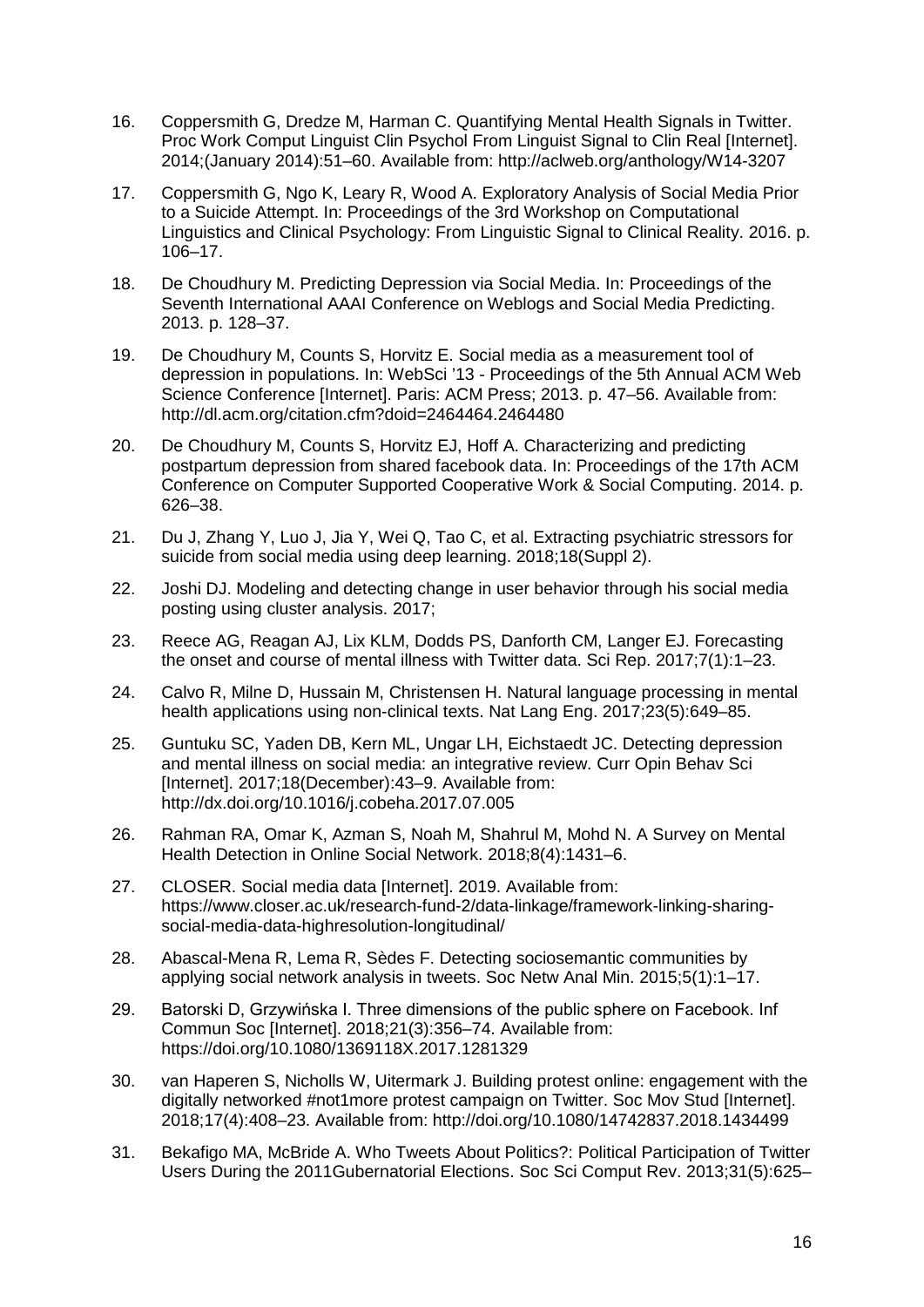16. Coppersmith G, Dredze M, Harman C. Quantifying Mental Health Signals in Twitter. Proc Work Comput Linguist Clin Psychol From Linguist Signal to Clin Real [Internet]. 2014;(January 2014):51–60. Available from: http://aclweb.org/anthology/W14-3207

17. Coppersmith G, Ngo K, Leary R, Wood A. Exploratory Analysis of Social Media Prior to a Suicide Attempt. In: Proceedings of the 3rd Workshop on Computational Linguistics and Clinical Psychology: From Linguistic Signal to Clinical Reality. 2016. p. 106–17.

18. De Choudhury M. Predicting Depression via Social Media. In: Proceedings of the Seventh International AAAI Conference on Weblogs and Social Media Predicting. 2013. p. 128–37.

19. De Choudhury M, Counts S, Horvitz E. Social media as a measurement tool of depression in populations. In: WebSci '13 - Proceedings of the 5th Annual ACM Web Science Conference [Internet]. Paris: ACM Press; 2013. p. 47–56. Available from: http://dl.acm.org/citation.cfm?doid=2464464.2464480

20. De Choudhury M, Counts S, Horvitz EJ, Hoff A. Characterizing and predicting postpartum depression from shared facebook data. In: Proceedings of the 17th ACM Conference on Computer Supported Cooperative Work & Social Computing. 2014. p. 626–38.

21. Du J, Zhang Y, Luo J, Jia Y, Wei Q, Tao C, et al. Extracting psychiatric stressors for suicide from social media using deep learning. 2018;18(Suppl 2).

22. Joshi DJ. Modeling and detecting change in user behavior through his social media posting using cluster analysis. 2017;

23. Reece AG, Reagan AJ, Lix KLM, Dodds PS, Danforth CM, Langer EJ. Forecasting the onset and course of mental illness with Twitter data. Sci Rep. 2017;7(1):1–23.

24. Calvo R, Milne D, Hussain M, Christensen H. Natural language processing in mental health applications using non-clinical texts. Nat Lang Eng. 2017;23(5):649–85.

25. Guntuku SC, Yaden DB, Kern ML, Ungar LH, Eichstaedt JC. Detecting depression and mental illness on social media: an integrative review. Curr Opin Behav Sci [Internet]. 2017;18(December):43–9. Available from: http://dx.doi.org/10.1016/j.cobeha.2017.07.005

26. Rahman RA, Omar K, Azman S, Noah M, Shahrul M, Mohd N. A Survey on Mental Health Detection in Online Social Network. 2018;8(4):1431–6.

27. CLOSER. Social media data [Internet]. 2019. Available from: https://www.closer.ac.uk/research-fund-2/data-linkage/framework-linking-sharing-social-media-data-highresolution-longitudinal/

28. Abascal-Mena R, Lema R, Sèdes F. Detecting sociosemantic communities by applying social network analysis in tweets. Soc Netw Anal Min. 2015;5(1):1–17.

29. Batorski D, Grzywińska I. Three dimensions of the public sphere on Facebook. Inf Commun Soc [Internet]. 2018;21(3):356–74. Available from: https://doi.org/10.1080/1369118X.2017.1281329

30. van Haperen S, Nicholls W, Uitermark J. Building protest online: engagement with the digitally networked #not1more protest campaign on Twitter. Soc Mov Stud [Internet]. 2018;17(4):408–23. Available from: http://doi.org/10.1080/14742837.2018.1434499

31. Bekafigo MA, McBride A. Who Tweets About Politics?: Political Participation of Twitter Users During the 2011Gubernatorial Elections. Soc Sci Comput Rev. 2013;31(5):625–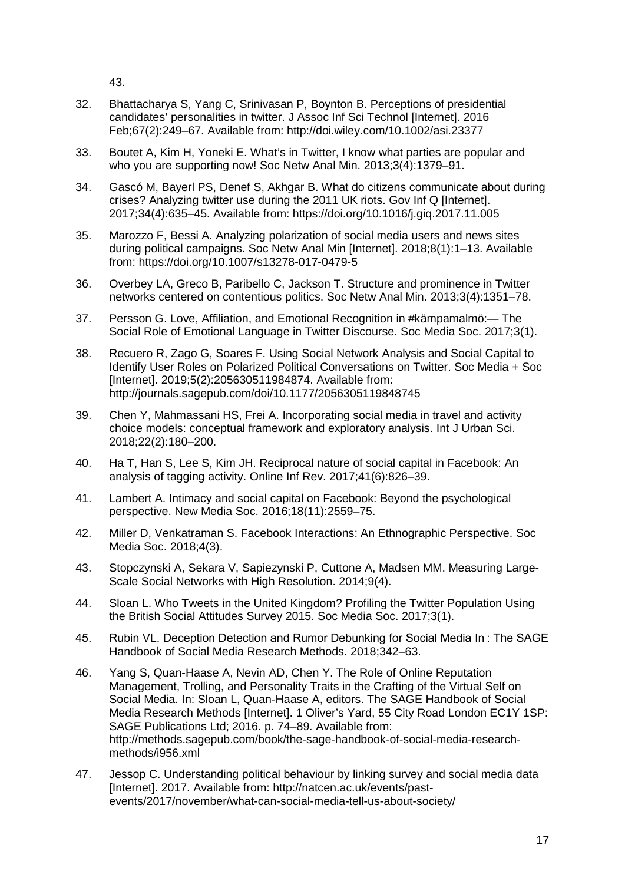43.

32. Bhattacharya S, Yang C, Srinivasan P, Boynton B. Perceptions of presidential candidates' personalities in twitter. J Assoc Inf Sci Technol [Internet]. 2016 Feb;67(2):249–67. Available from: http://doi.wiley.com/10.1002/asi.23377

33. Boutet A, Kim H, Yoneki E. What's in Twitter, I know what parties are popular and who you are supporting now! Soc Netw Anal Min. 2013;3(4):1379–91.

34. Gascó M, Bayerl PS, Denef S, Akhgar B. What do citizens communicate about during crises? Analyzing twitter use during the 2011 UK riots. Gov Inf Q [Internet]. 2017;34(4):635–45. Available from: https://doi.org/10.1016/j.giq.2017.11.005

35. Marozzo F, Bessi A. Analyzing polarization of social media users and news sites during political campaigns. Soc Netw Anal Min [Internet]. 2018;8(1):1–13. Available from: https://doi.org/10.1007/s13278-017-0479-5

36. Overbey LA, Greco B, Paribello C, Jackson T. Structure and prominence in Twitter networks centered on contentious politics. Soc Netw Anal Min. 2013;3(4):1351–78.

37. Persson G. Love, Affiliation, and Emotional Recognition in #kämpamalmö:— The Social Role of Emotional Language in Twitter Discourse. Soc Media Soc. 2017;3(1).

38. Recuero R, Zago G, Soares F. Using Social Network Analysis and Social Capital to Identify User Roles on Polarized Political Conversations on Twitter. Soc Media + Soc [Internet]. 2019;5(2):205630511984874. Available from: http://journals.sagepub.com/doi/10.1177/2056305119848745

39. Chen Y, Mahmassani HS, Frei A. Incorporating social media in travel and activity choice models: conceptual framework and exploratory analysis. Int J Urban Sci. 2018;22(2):180–200.

40. Ha T, Han S, Lee S, Kim JH. Reciprocal nature of social capital in Facebook: An analysis of tagging activity. Online Inf Rev. 2017;41(6):826–39.

41. Lambert A. Intimacy and social capital on Facebook: Beyond the psychological perspective. New Media Soc. 2016;18(11):2559–75.

42. Miller D, Venkatraman S. Facebook Interactions: An Ethnographic Perspective. Soc Media Soc. 2018;4(3).

43. Stopczynski A, Sekara V, Sapiezynski P, Cuttone A, Madsen MM. Measuring Large-Scale Social Networks with High Resolution. 2014;9(4).

44. Sloan L. Who Tweets in the United Kingdom? Profiling the Twitter Population Using the British Social Attitudes Survey 2015. Soc Media Soc. 2017;3(1).

45. Rubin VL. Deception Detection and Rumor Debunking for Social Media In : The SAGE Handbook of Social Media Research Methods. 2018;342–63.

46. Yang S, Quan-Haase A, Nevin AD, Chen Y. The Role of Online Reputation Management, Trolling, and Personality Traits in the Crafting of the Virtual Self on Social Media. In: Sloan L, Quan-Haase A, editors. The SAGE Handbook of Social Media Research Methods [Internet]. 1 Oliver's Yard, 55 City Road London EC1Y 1SP: SAGE Publications Ltd; 2016. p. 74–89. Available from: http://methods.sagepub.com/book/the-sage-handbook-of-social-media-research-methods/i956.xml

47. Jessop C. Understanding political behaviour by linking survey and social media data [Internet]. 2017. Available from: http://natcen.ac.uk/events/past-events/2017/november/what-can-social-media-tell-us-about-society/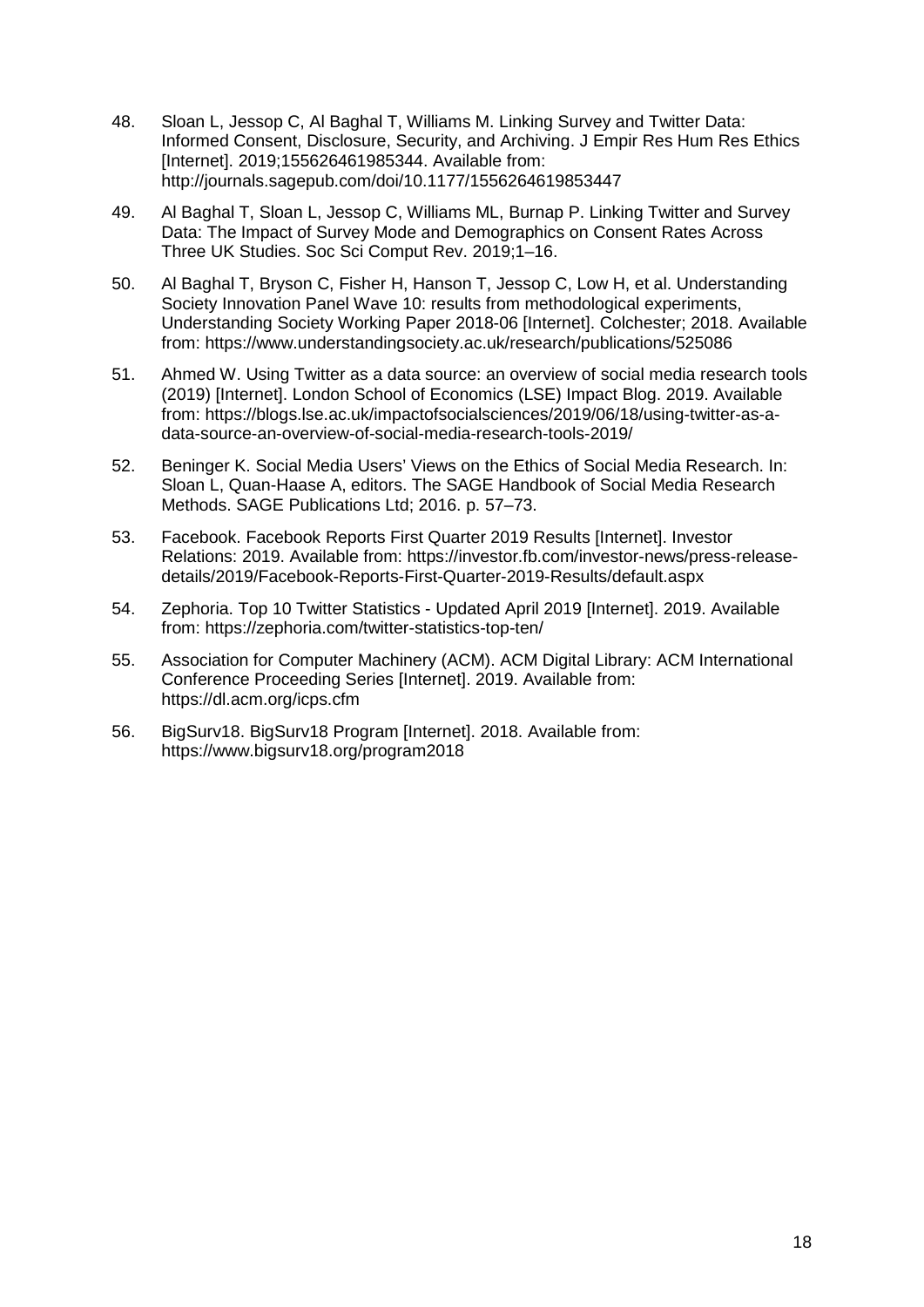48. Sloan L, Jessop C, Al Baghal T, Williams M. Linking Survey and Twitter Data: Informed Consent, Disclosure, Security, and Archiving. J Empir Res Hum Res Ethics [Internet]. 2019;155626461985344. Available from: http://journals.sagepub.com/doi/10.1177/1556264619853447

49. Al Baghal T, Sloan L, Jessop C, Williams ML, Burnap P. Linking Twitter and Survey Data: The Impact of Survey Mode and Demographics on Consent Rates Across Three UK Studies. Soc Sci Comput Rev. 2019;1–16.

50. Al Baghal T, Bryson C, Fisher H, Hanson T, Jessop C, Low H, et al. Understanding Society Innovation Panel Wave 10: results from methodological experiments, Understanding Society Working Paper 2018-06 [Internet]. Colchester; 2018. Available from: https://www.understandingsociety.ac.uk/research/publications/525086

51. Ahmed W. Using Twitter as a data source: an overview of social media research tools (2019) [Internet]. London School of Economics (LSE) Impact Blog. 2019. Available from: https://blogs.lse.ac.uk/impactofsocialsciences/2019/06/18/using-twitter-as-a-data-source-an-overview-of-social-media-research-tools-2019/

52. Beninger K. Social Media Users' Views on the Ethics of Social Media Research. In: Sloan L, Quan-Haase A, editors. The SAGE Handbook of Social Media Research Methods. SAGE Publications Ltd; 2016. p. 57–73.

53. Facebook. Facebook Reports First Quarter 2019 Results [Internet]. Investor Relations: 2019. Available from: https://investor.fb.com/investor-news/press-release-details/2019/Facebook-Reports-First-Quarter-2019-Results/default.aspx

54. Zephoria. Top 10 Twitter Statistics - Updated April 2019 [Internet]. 2019. Available from: https://zephoria.com/twitter-statistics-top-ten/

55. Association for Computer Machinery (ACM). ACM Digital Library: ACM International Conference Proceeding Series [Internet]. 2019. Available from: https://dl.acm.org/icps.cfm

56. BigSurv18. BigSurv18 Program [Internet]. 2018. Available from: https://www.bigsurv18.org/program2018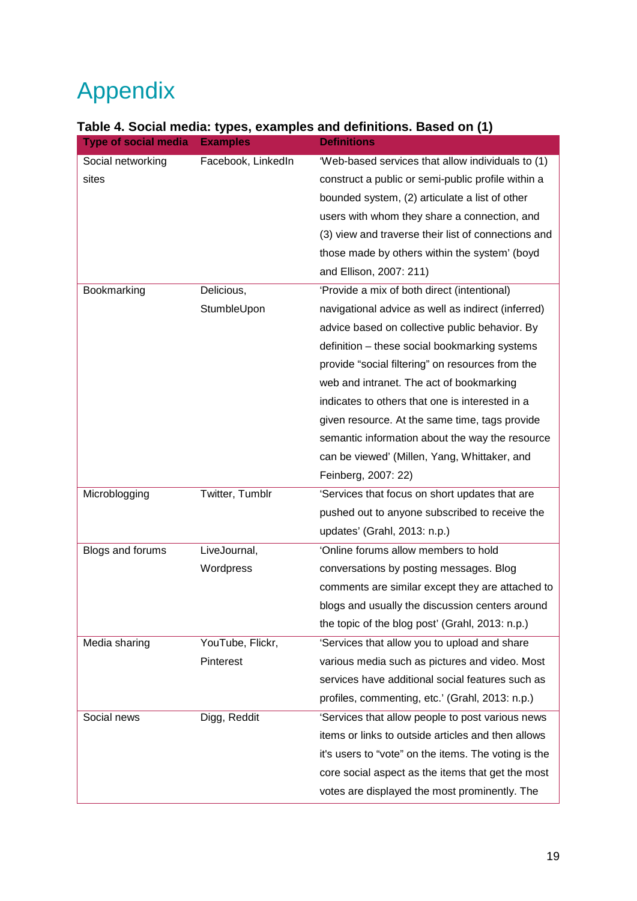# Appendix

**Table 4. Social media: types, examples and definitions. Based on (1)**

| Type of social media | Examples | Definitions |
| --- | --- | --- |
| Social networking sites | Facebook, LinkedIn | 'Web-based services that allow individuals to (1) construct a public or semi-public profile within a bounded system, (2) articulate a list of other users with whom they share a connection, and (3) view and traverse their list of connections and those made by others within the system' (boyd and Ellison, 2007: 211) |
| Bookmarking | Delicious, StumbleUpon | 'Provide a mix of both direct (intentional) navigational advice as well as indirect (inferred) advice based on collective public behavior. By definition – these social bookmarking systems provide "social filtering" on resources from the web and intranet. The act of bookmarking indicates to others that one is interested in a given resource. At the same time, tags provide semantic information about the way the resource can be viewed' (Millen, Yang, Whittaker, and Feinberg, 2007: 22) |
| Microblogging | Twitter, Tumblr | 'Services that focus on short updates that are pushed out to anyone subscribed to receive the updates' (Grahl, 2013: n.p.) |
| Blogs and forums | LiveJournal, Wordpress | 'Online forums allow members to hold conversations by posting messages. Blog comments are similar except they are attached to blogs and usually the discussion centers around the topic of the blog post' (Grahl, 2013: n.p.) |
| Media sharing | YouTube, Flickr, Pinterest | 'Services that allow you to upload and share various media such as pictures and video. Most services have additional social features such as profiles, commenting, etc.' (Grahl, 2013: n.p.) |
| Social news | Digg, Reddit | 'Services that allow people to post various news items or links to outside articles and then allows it's users to "vote" on the items. The voting is the core social aspect as the items that get the most votes are displayed the most prominently. The |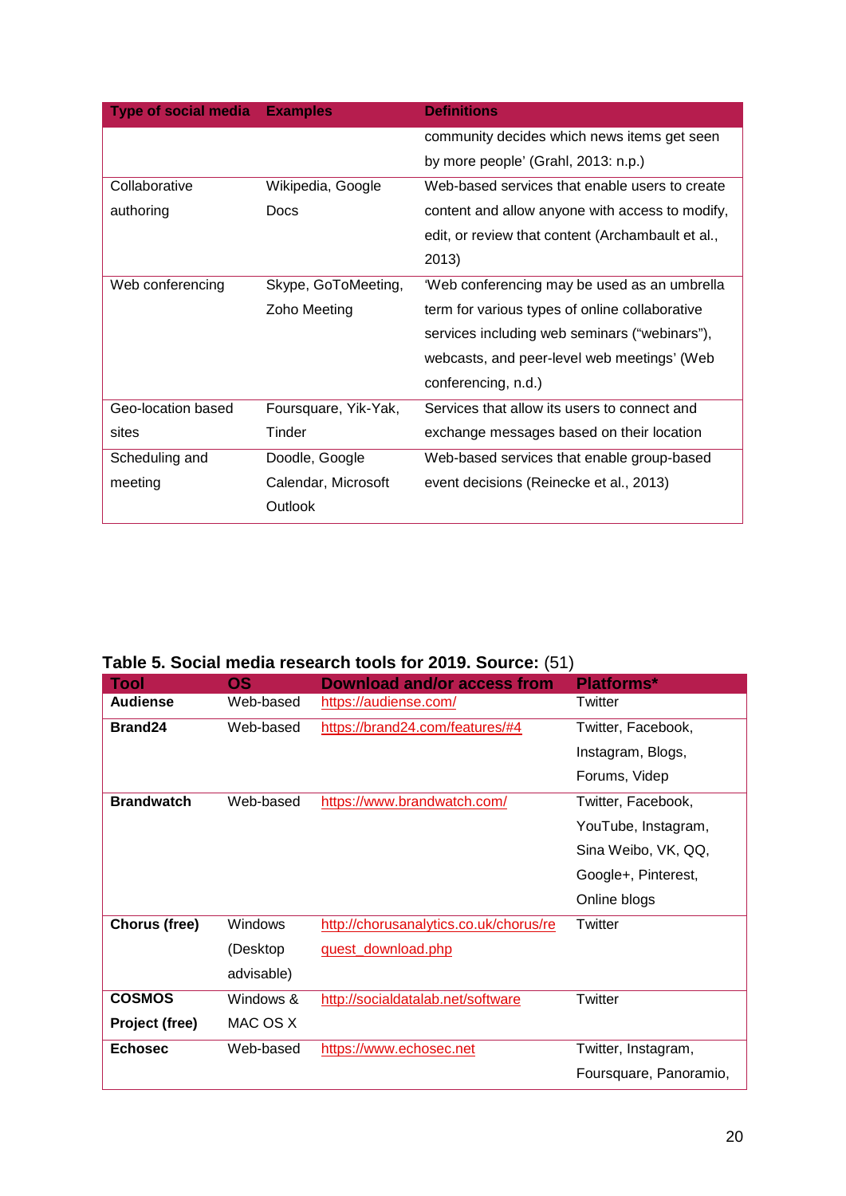| Type of social media | Examples | Definitions |
|---|---|---|
| | | community decides which news items get seen by more people' (Grahl, 2013: n.p.) |
| Collaborative authoring | Wikipedia, Google Docs | Web-based services that enable users to create content and allow anyone with access to modify, edit, or review that content (Archambault et al., 2013) |
| Web conferencing | Skype, GoToMeeting, Zoho Meeting | 'Web conferencing may be used as an umbrella term for various types of online collaborative services including web seminars ("webinars"), webcasts, and peer-level web meetings' (Web conferencing, n.d.) |
| Geo-location based sites | Foursquare, Yik-Yak, Tinder | Services that allow its users to connect and exchange messages based on their location |
| Scheduling and meeting | Doodle, Google Calendar, Microsoft Outlook | Web-based services that enable group-based event decisions (Reinecke et al., 2013) |

**Table 5. Social media research tools for 2019. Source:** (51)

| Tool | OS | Download and/or access from | Platforms* |
|---|---|---|---|
| **Audiense** | Web-based | https://audiense.com/ | Twitter |
| **Brand24** | Web-based | https://brand24.com/features/#4 | Twitter, Facebook, Instagram, Blogs, Forums, Videp |
| **Brandwatch** | Web-based | https://www.brandwatch.com/ | Twitter, Facebook, YouTube, Instagram, Sina Weibo, VK, QQ, Google+, Pinterest, Online blogs |
| **Chorus (free)** | Windows (Desktop advisable) | http://chorusanalytics.co.uk/chorus/request_download.php | Twitter |
| **COSMOS Project (free)** | Windows & MAC OS X | http://socialdatalab.net/software | Twitter |
| **Echosec** | Web-based | https://www.echosec.net | Twitter, Instagram, Foursquare, Panoramio, |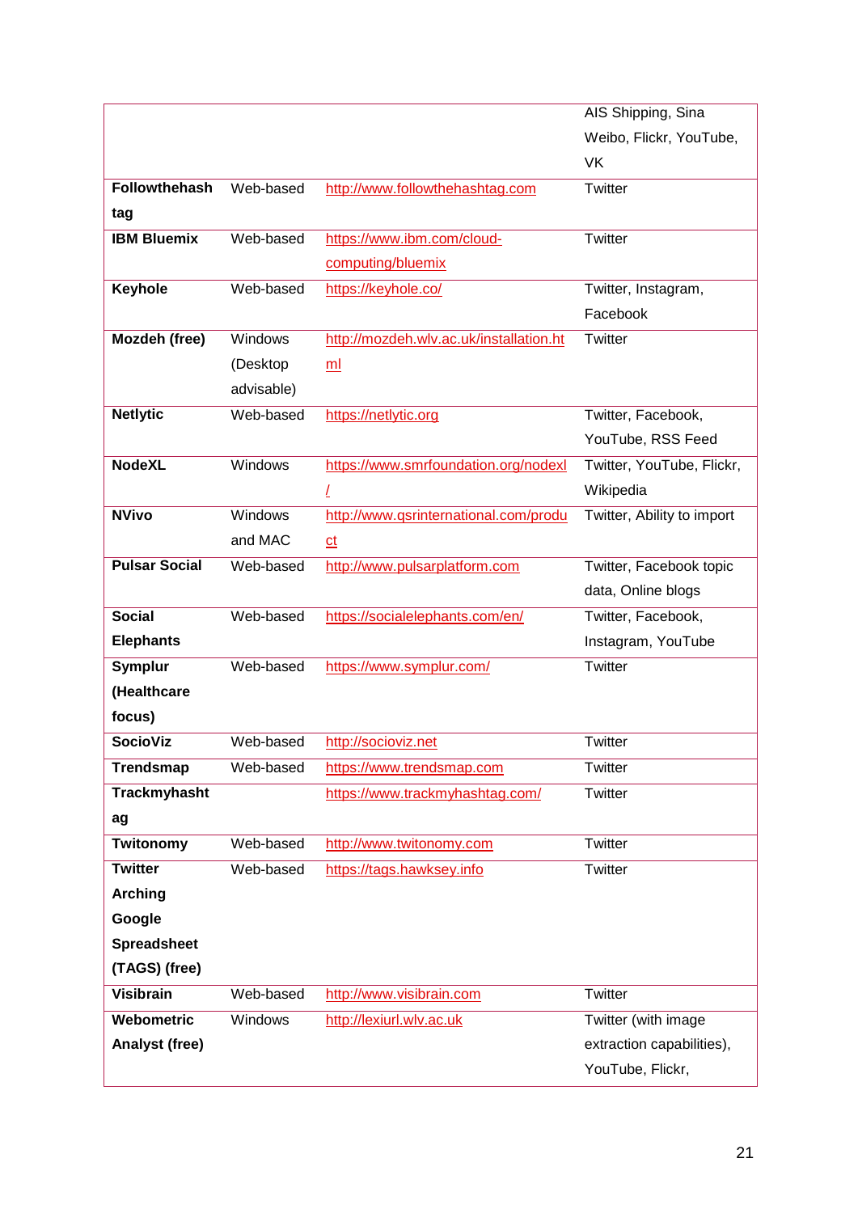| | | | AIS Shipping, Sina Weibo, Flickr, YouTube, VK |
|---|---|---|---|
| **Followthehashtag** | Web-based | http://www.followthehashtag.com | Twitter |
| **IBM Bluemix** | Web-based | https://www.ibm.com/cloud-computing/bluemix | Twitter |
| **Keyhole** | Web-based | https://keyhole.co/ | Twitter, Instagram, Facebook |
| **Mozdeh (free)** | Windows (Desktop advisable) | http://mozdeh.wlv.ac.uk/installation.html | Twitter |
| **Netlytic** | Web-based | https://netlytic.org | Twitter, Facebook, YouTube, RSS Feed |
| **NodeXL** | Windows | https://www.smrfoundation.org/nodexl/ | Twitter, YouTube, Flickr, Wikipedia |
| **NVivo** | Windows and MAC | http://www.qsrinternational.com/product | Twitter, Ability to import |
| **Pulsar Social** | Web-based | http://www.pulsarplatform.com | Twitter, Facebook topic data, Online blogs |
| **Social Elephants** | Web-based | https://socialelephants.com/en/ | Twitter, Facebook, Instagram, YouTube |
| **Symplur (Healthcare focus)** | Web-based | https://www.symplur.com/ | Twitter |
| **SocioViz** | Web-based | http://socioviz.net | Twitter |
| **Trendsmap** | Web-based | https://www.trendsmap.com | Twitter |
| **Trackmyhashtag** | | https://www.trackmyhashtag.com/ | Twitter |
| **Twitonomy** | Web-based | http://www.twitonomy.com | Twitter |
| **Twitter Arching Google Spreadsheet (TAGS) (free)** | Web-based | https://tags.hawksey.info | Twitter |
| **Visibrain** | Web-based | http://www.visibrain.com | Twitter |
| **Webometric Analyst (free)** | Windows | http://lexiurl.wlv.ac.uk | Twitter (with image extraction capabilities), YouTube, Flickr, |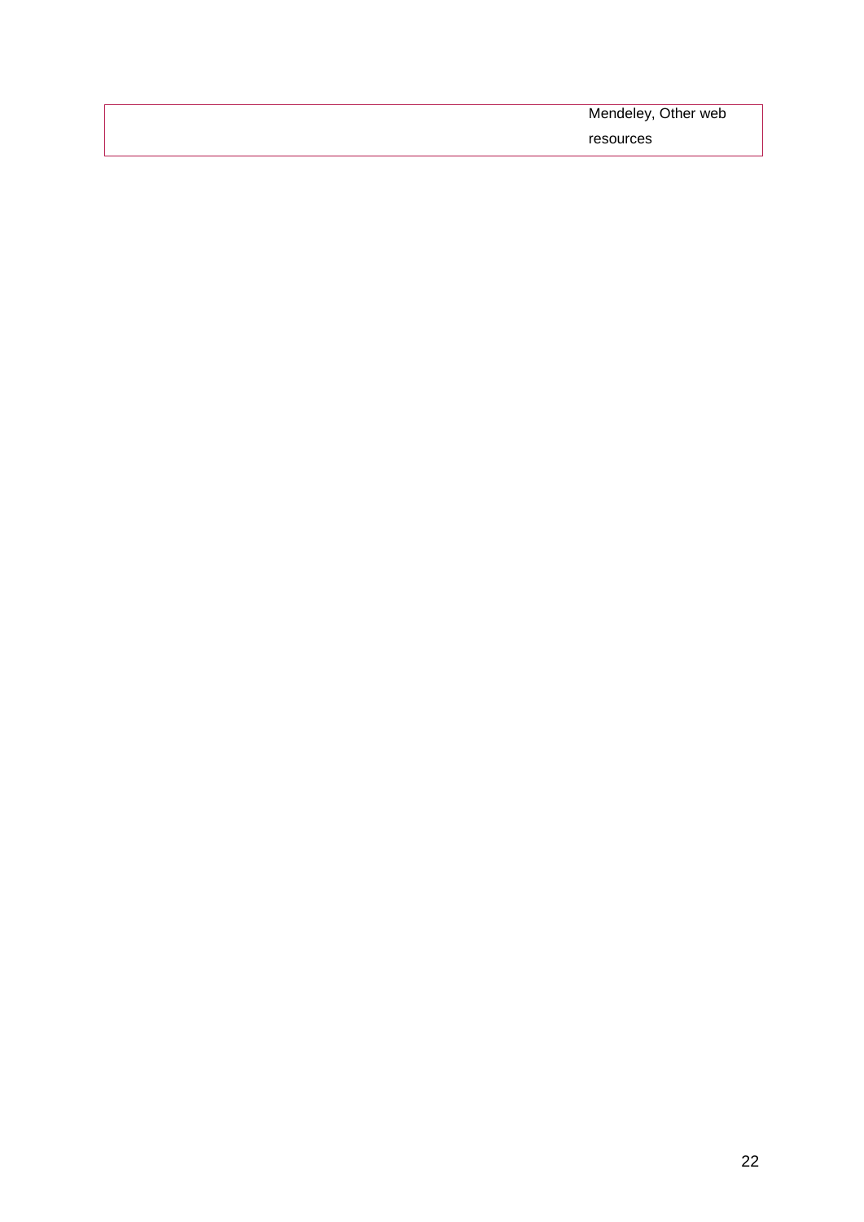| | |
|---|---|
| | Mendeley, Other web resources |